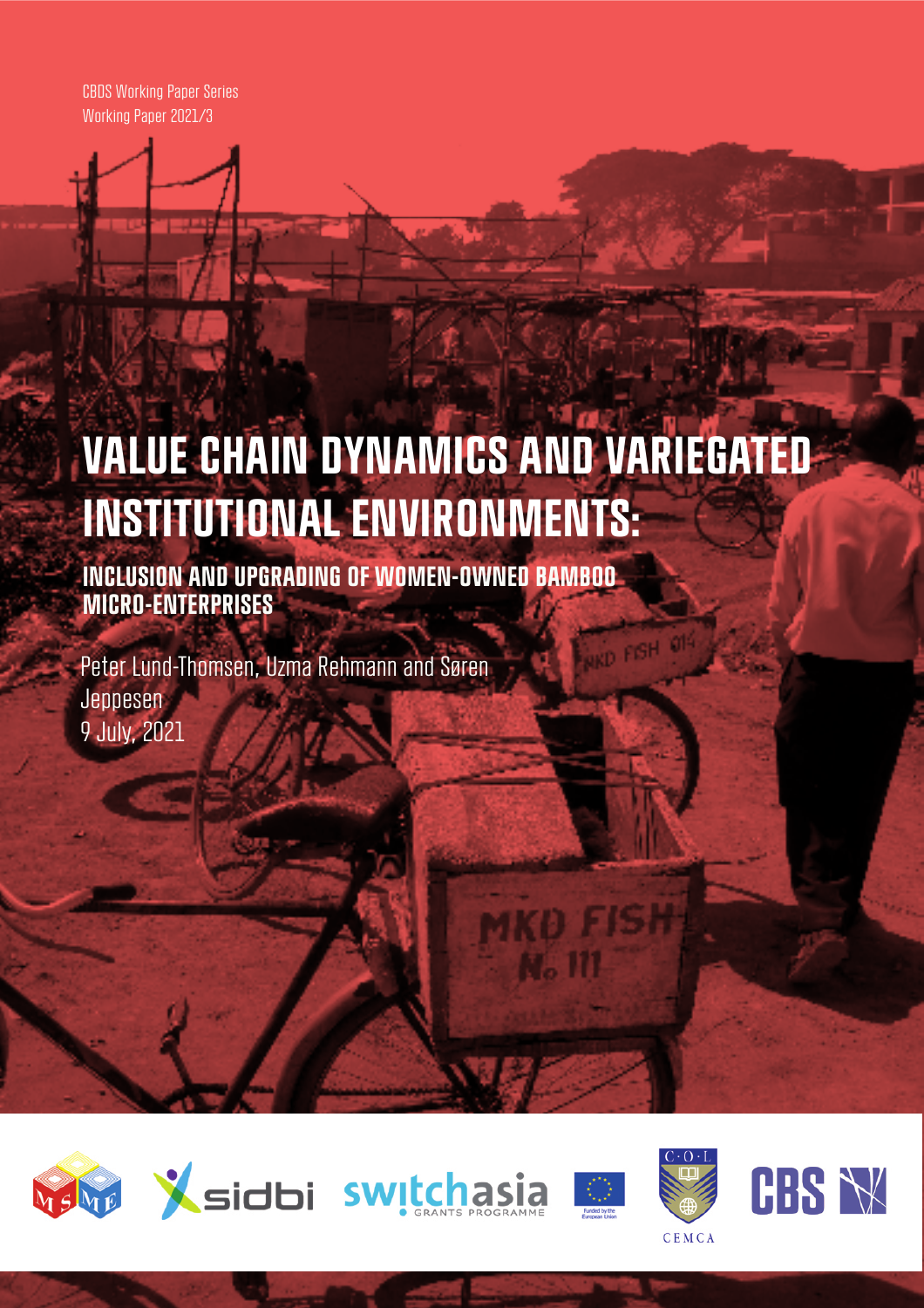CBDS Working Paper Series
Working Paper 2021/3

# VALUE CHAIN DYNAMICS AND VARIEGATED INSTITUTIONAL ENVIRONMENTS:

## INCLUSION AND UPGRADING OF WOMEN-OWNED BAMBOO MICRO-ENTERPRISES

Peter Lund-Thomsen, Uzma Rehmann and Søren Jeppesen
9 July, 2021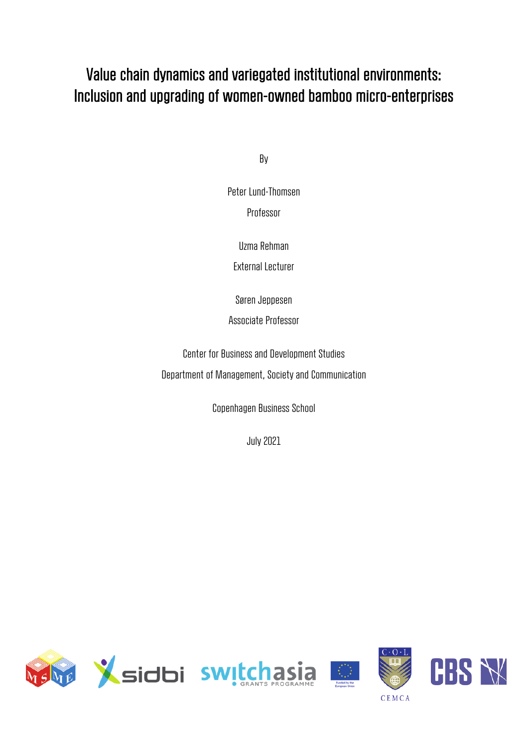# Value chain dynamics and variegated institutional environments: Inclusion and upgrading of women-owned bamboo micro-enterprises

By

Peter Lund-Thomsen

Professor

Uzma Rehman

External Lecturer

Søren Jeppesen

Associate Professor

Center for Business and Development Studies

Department of Management, Society and Communication

Copenhagen Business School

July 2021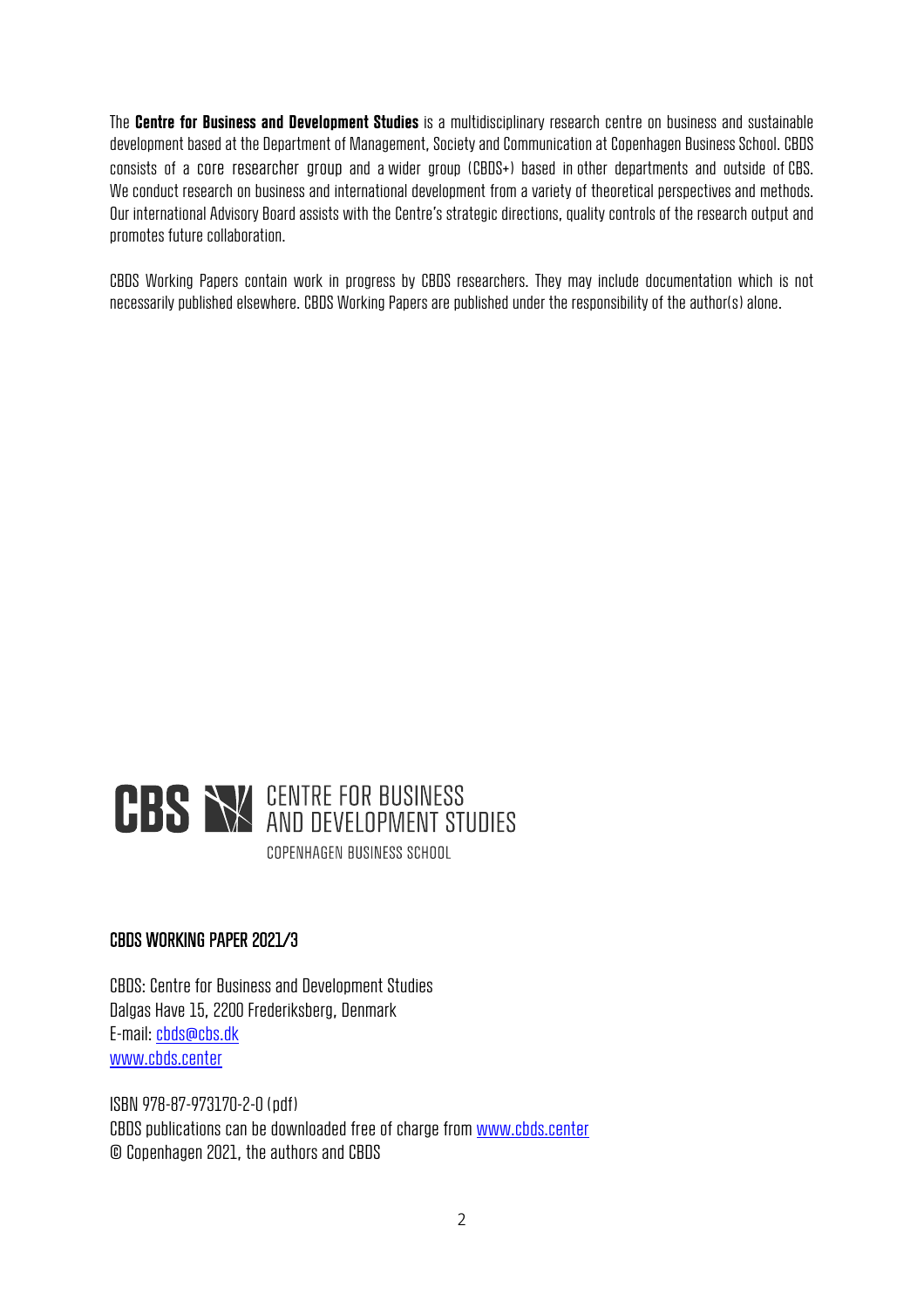The **Centre for Business and Development Studies** is a multidisciplinary research centre on business and sustainable development based at the Department of Management, Society and Communication at Copenhagen Business School. CBDS consists of a core researcher group and a wider group (CBDS+) based in other departments and outside of CBS. We conduct research on business and international development from a variety of theoretical perspectives and methods. Our international Advisory Board assists with the Centre's strategic directions, quality controls of the research output and promotes future collaboration.

CBDS Working Papers contain work in progress by CBDS researchers. They may include documentation which is not necessarily published elsewhere. CBDS Working Papers are published under the responsibility of the author(s) alone.

CBS CENTRE FOR BUSINESS AND DEVELOPMENT STUDIES
COPENHAGEN BUSINESS SCHOOL

**CBDS WORKING PAPER 2021/3**

CBDS: Centre for Business and Development Studies
Dalgas Have 15, 2200 Frederiksberg, Denmark
E-mail: cbds@cbs.dk
www.cbds.center

ISBN 978-87-973170-2-0 (pdf)
CBDS publications can be downloaded free of charge from www.cbds.center
© Copenhagen 2021, the authors and CBDS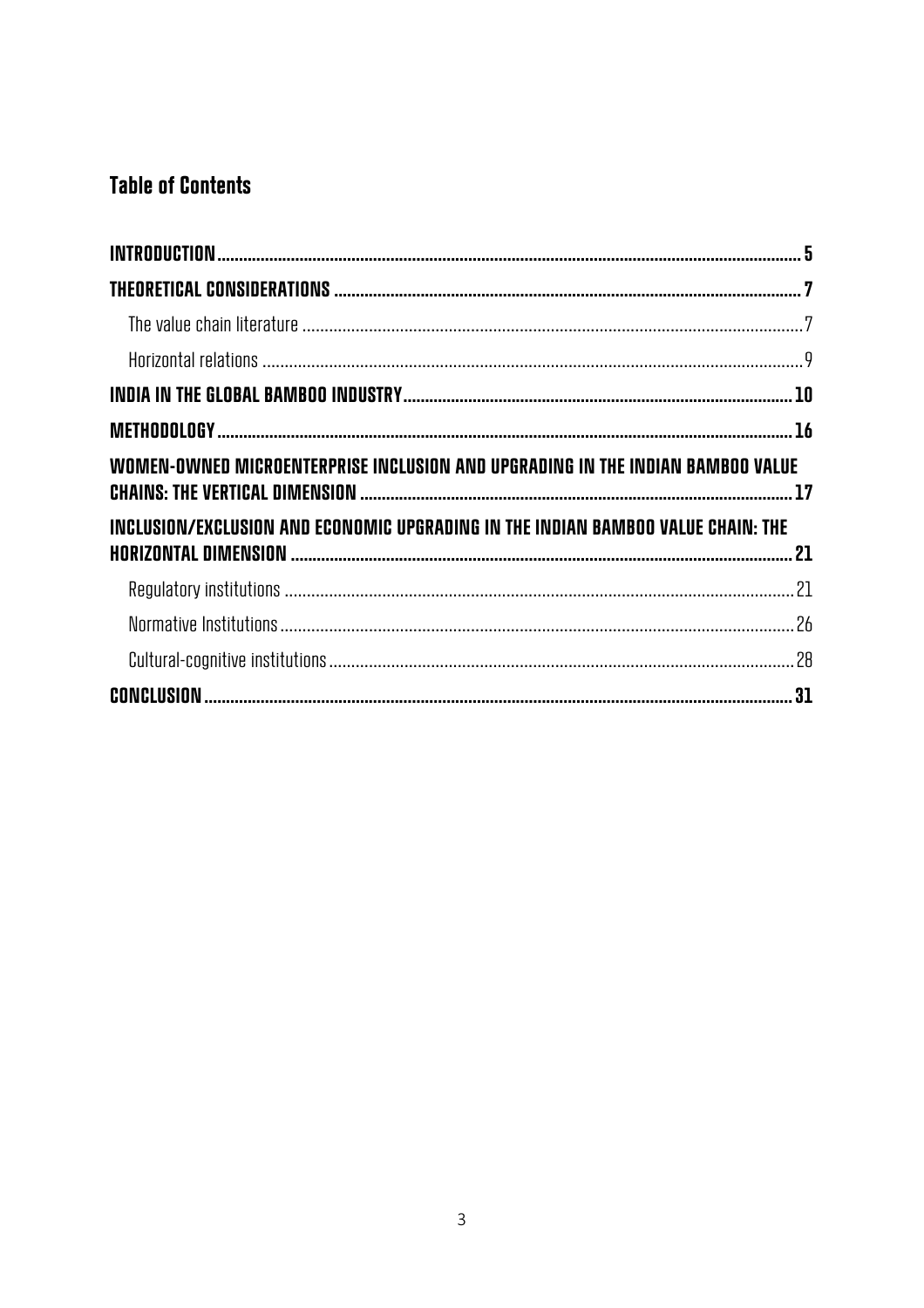## Table of Contents

INTRODUCTION ..... 5

THEORETICAL CONSIDERATIONS ..... 7

- The value chain literature ..... 7
- Horizontal relations ..... 9

INDIA IN THE GLOBAL BAMBOO INDUSTRY ..... 10

METHODOLOGY ..... 16

WOMEN-OWNED MICROENTERPRISE INCLUSION AND UPGRADING IN THE INDIAN BAMBOO VALUE CHAINS: THE VERTICAL DIMENSION ..... 17

INCLUSION/EXCLUSION AND ECONOMIC UPGRADING IN THE INDIAN BAMBOO VALUE CHAIN: THE HORIZONTAL DIMENSION ..... 21

- Regulatory institutions ..... 21
- Normative Institutions ..... 26
- Cultural-cognitive institutions ..... 28

CONCLUSION ..... 31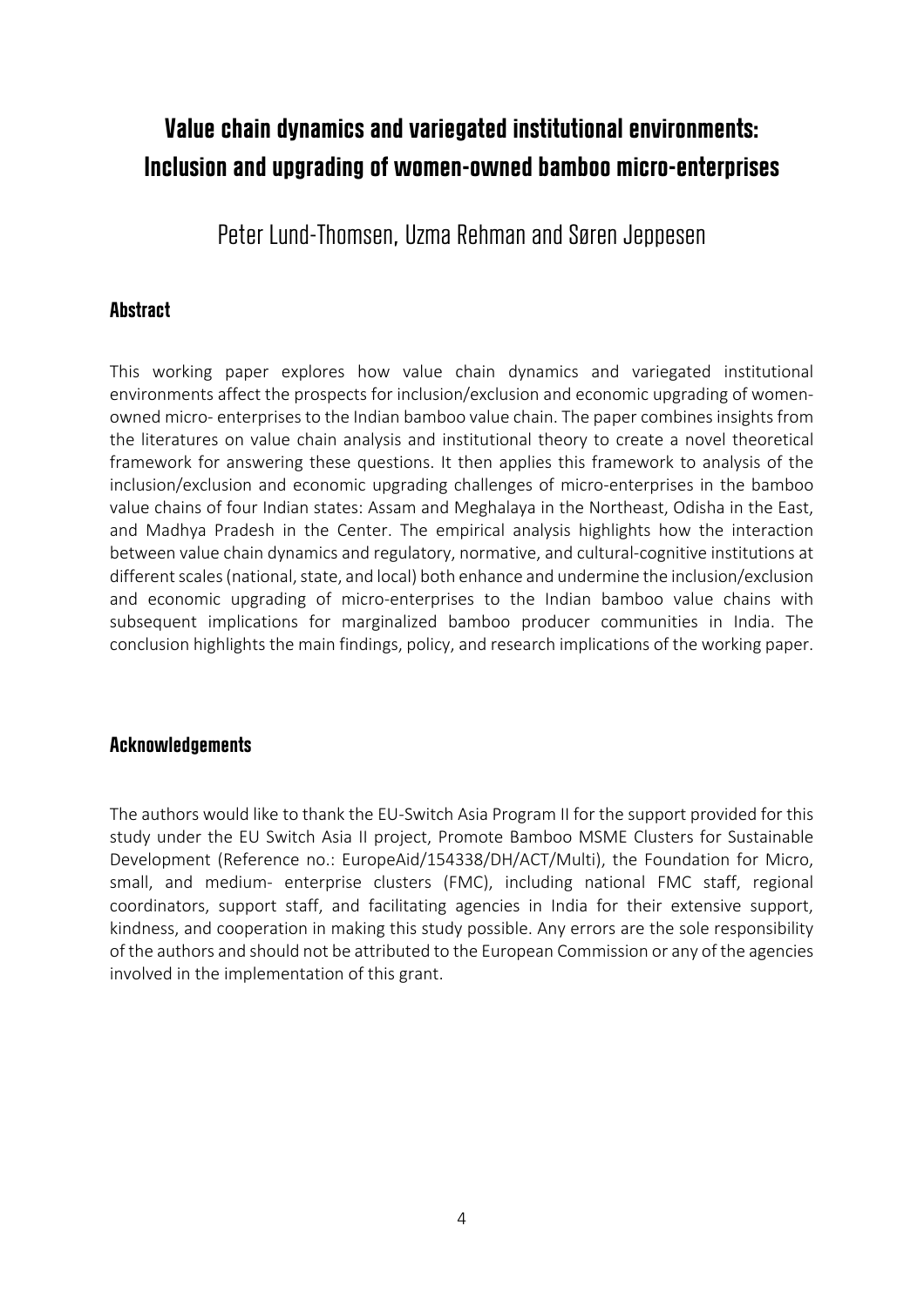# Value chain dynamics and variegated institutional environments: Inclusion and upgrading of women-owned bamboo micro-enterprises

Peter Lund-Thomsen, Uzma Rehman and Søren Jeppesen

## Abstract

This working paper explores how value chain dynamics and variegated institutional environments affect the prospects for inclusion/exclusion and economic upgrading of women-owned micro- enterprises to the Indian bamboo value chain. The paper combines insights from the literatures on value chain analysis and institutional theory to create a novel theoretical framework for answering these questions. It then applies this framework to analysis of the inclusion/exclusion and economic upgrading challenges of micro-enterprises in the bamboo value chains of four Indian states: Assam and Meghalaya in the Northeast, Odisha in the East, and Madhya Pradesh in the Center. The empirical analysis highlights how the interaction between value chain dynamics and regulatory, normative, and cultural-cognitive institutions at different scales (national, state, and local) both enhance and undermine the inclusion/exclusion and economic upgrading of micro-enterprises to the Indian bamboo value chains with subsequent implications for marginalized bamboo producer communities in India. The conclusion highlights the main findings, policy, and research implications of the working paper.

## Acknowledgements

The authors would like to thank the EU-Switch Asia Program II for the support provided for this study under the EU Switch Asia II project, Promote Bamboo MSME Clusters for Sustainable Development (Reference no.: EuropeAid/154338/DH/ACT/Multi), the Foundation for Micro, small, and medium- enterprise clusters (FMC), including national FMC staff, regional coordinators, support staff, and facilitating agencies in India for their extensive support, kindness, and cooperation in making this study possible. Any errors are the sole responsibility of the authors and should not be attributed to the European Commission or any of the agencies involved in the implementation of this grant.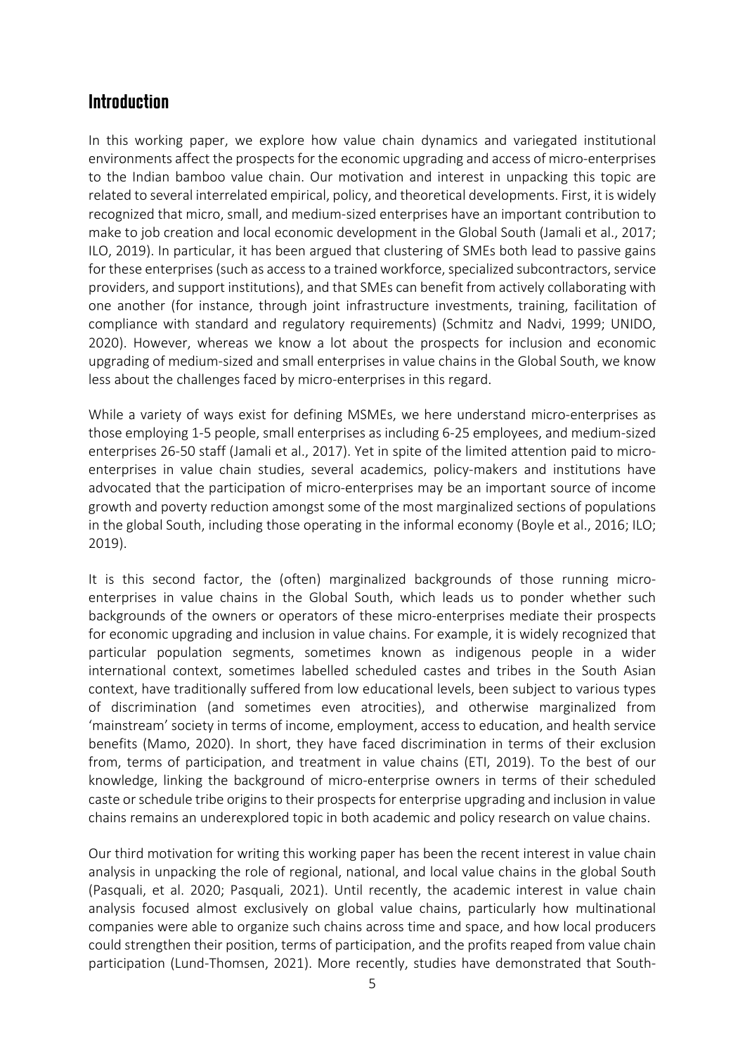## Introduction

In this working paper, we explore how value chain dynamics and variegated institutional environments affect the prospects for the economic upgrading and access of micro-enterprises to the Indian bamboo value chain. Our motivation and interest in unpacking this topic are related to several interrelated empirical, policy, and theoretical developments. First, it is widely recognized that micro, small, and medium-sized enterprises have an important contribution to make to job creation and local economic development in the Global South (Jamali et al., 2017; ILO, 2019). In particular, it has been argued that clustering of SMEs both lead to passive gains for these enterprises (such as access to a trained workforce, specialized subcontractors, service providers, and support institutions), and that SMEs can benefit from actively collaborating with one another (for instance, through joint infrastructure investments, training, facilitation of compliance with standard and regulatory requirements) (Schmitz and Nadvi, 1999; UNIDO, 2020). However, whereas we know a lot about the prospects for inclusion and economic upgrading of medium-sized and small enterprises in value chains in the Global South, we know less about the challenges faced by micro-enterprises in this regard.

While a variety of ways exist for defining MSMEs, we here understand micro-enterprises as those employing 1-5 people, small enterprises as including 6-25 employees, and medium-sized enterprises 26-50 staff (Jamali et al., 2017). Yet in spite of the limited attention paid to micro-enterprises in value chain studies, several academics, policy-makers and institutions have advocated that the participation of micro-enterprises may be an important source of income growth and poverty reduction amongst some of the most marginalized sections of populations in the global South, including those operating in the informal economy (Boyle et al., 2016; ILO; 2019).

It is this second factor, the (often) marginalized backgrounds of those running micro-enterprises in value chains in the Global South, which leads us to ponder whether such backgrounds of the owners or operators of these micro-enterprises mediate their prospects for economic upgrading and inclusion in value chains. For example, it is widely recognized that particular population segments, sometimes known as indigenous people in a wider international context, sometimes labelled scheduled castes and tribes in the South Asian context, have traditionally suffered from low educational levels, been subject to various types of discrimination (and sometimes even atrocities), and otherwise marginalized from 'mainstream' society in terms of income, employment, access to education, and health service benefits (Mamo, 2020). In short, they have faced discrimination in terms of their exclusion from, terms of participation, and treatment in value chains (ETI, 2019). To the best of our knowledge, linking the background of micro-enterprise owners in terms of their scheduled caste or schedule tribe origins to their prospects for enterprise upgrading and inclusion in value chains remains an underexplored topic in both academic and policy research on value chains.

Our third motivation for writing this working paper has been the recent interest in value chain analysis in unpacking the role of regional, national, and local value chains in the global South (Pasquali, et al. 2020; Pasquali, 2021). Until recently, the academic interest in value chain analysis focused almost exclusively on global value chains, particularly how multinational companies were able to organize such chains across time and space, and how local producers could strengthen their position, terms of participation, and the profits reaped from value chain participation (Lund-Thomsen, 2021). More recently, studies have demonstrated that South-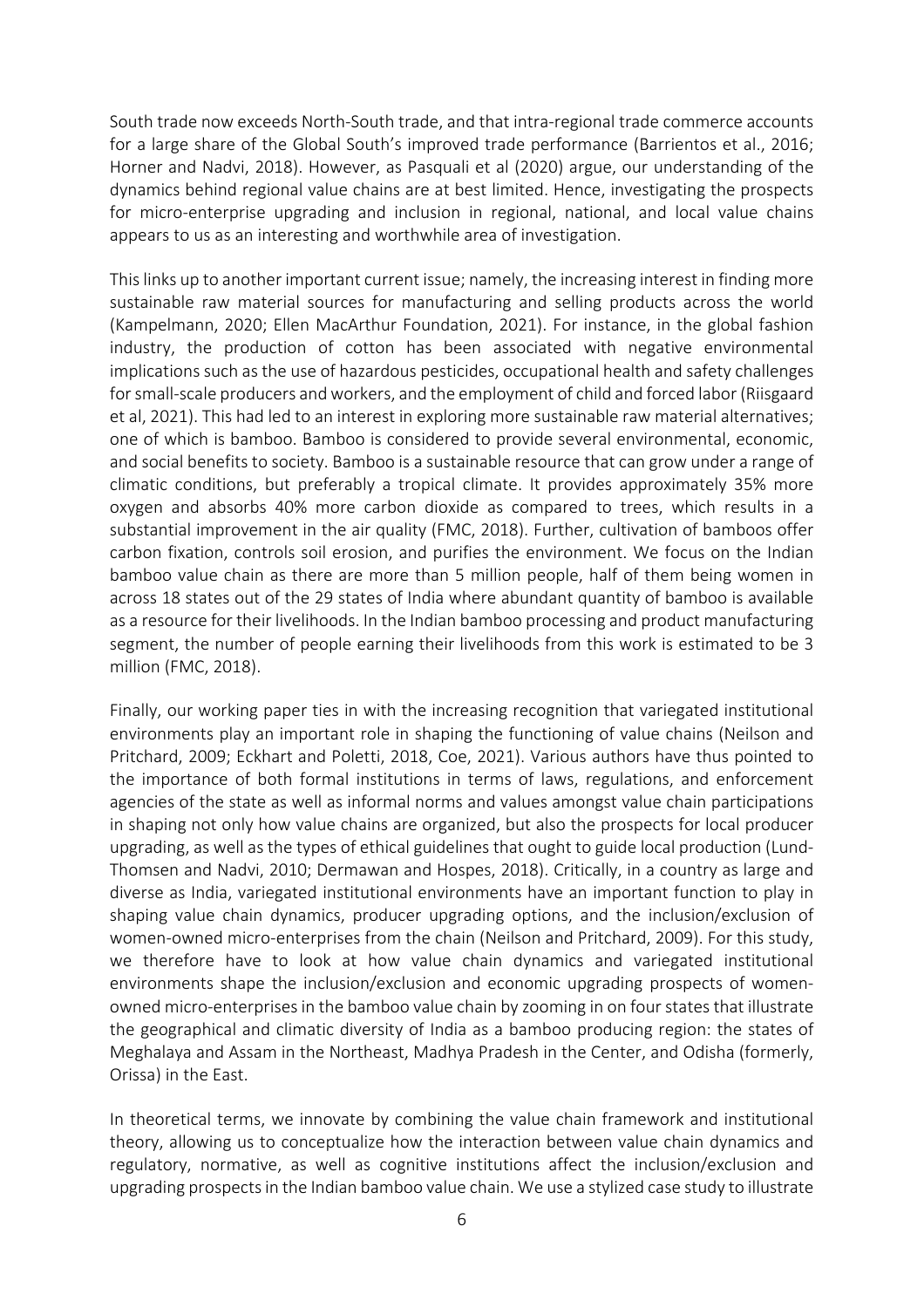South trade now exceeds North-South trade, and that intra-regional trade commerce accounts for a large share of the Global South's improved trade performance (Barrientos et al., 2016; Horner and Nadvi, 2018). However, as Pasquali et al (2020) argue, our understanding of the dynamics behind regional value chains are at best limited. Hence, investigating the prospects for micro-enterprise upgrading and inclusion in regional, national, and local value chains appears to us as an interesting and worthwhile area of investigation.

This links up to another important current issue; namely, the increasing interest in finding more sustainable raw material sources for manufacturing and selling products across the world (Kampelmann, 2020; Ellen MacArthur Foundation, 2021). For instance, in the global fashion industry, the production of cotton has been associated with negative environmental implications such as the use of hazardous pesticides, occupational health and safety challenges for small-scale producers and workers, and the employment of child and forced labor (Riisgaard et al, 2021). This had led to an interest in exploring more sustainable raw material alternatives; one of which is bamboo. Bamboo is considered to provide several environmental, economic, and social benefits to society. Bamboo is a sustainable resource that can grow under a range of climatic conditions, but preferably a tropical climate. It provides approximately 35% more oxygen and absorbs 40% more carbon dioxide as compared to trees, which results in a substantial improvement in the air quality (FMC, 2018). Further, cultivation of bamboos offer carbon fixation, controls soil erosion, and purifies the environment. We focus on the Indian bamboo value chain as there are more than 5 million people, half of them being women in across 18 states out of the 29 states of India where abundant quantity of bamboo is available as a resource for their livelihoods. In the Indian bamboo processing and product manufacturing segment, the number of people earning their livelihoods from this work is estimated to be 3 million (FMC, 2018).

Finally, our working paper ties in with the increasing recognition that variegated institutional environments play an important role in shaping the functioning of value chains (Neilson and Pritchard, 2009; Eckhart and Poletti, 2018, Coe, 2021). Various authors have thus pointed to the importance of both formal institutions in terms of laws, regulations, and enforcement agencies of the state as well as informal norms and values amongst value chain participations in shaping not only how value chains are organized, but also the prospects for local producer upgrading, as well as the types of ethical guidelines that ought to guide local production (Lund-Thomsen and Nadvi, 2010; Dermawan and Hospes, 2018). Critically, in a country as large and diverse as India, variegated institutional environments have an important function to play in shaping value chain dynamics, producer upgrading options, and the inclusion/exclusion of women-owned micro-enterprises from the chain (Neilson and Pritchard, 2009). For this study, we therefore have to look at how value chain dynamics and variegated institutional environments shape the inclusion/exclusion and economic upgrading prospects of women-owned micro-enterprises in the bamboo value chain by zooming in on four states that illustrate the geographical and climatic diversity of India as a bamboo producing region: the states of Meghalaya and Assam in the Northeast, Madhya Pradesh in the Center, and Odisha (formerly, Orissa) in the East.

In theoretical terms, we innovate by combining the value chain framework and institutional theory, allowing us to conceptualize how the interaction between value chain dynamics and regulatory, normative, as well as cognitive institutions affect the inclusion/exclusion and upgrading prospects in the Indian bamboo value chain. We use a stylized case study to illustrate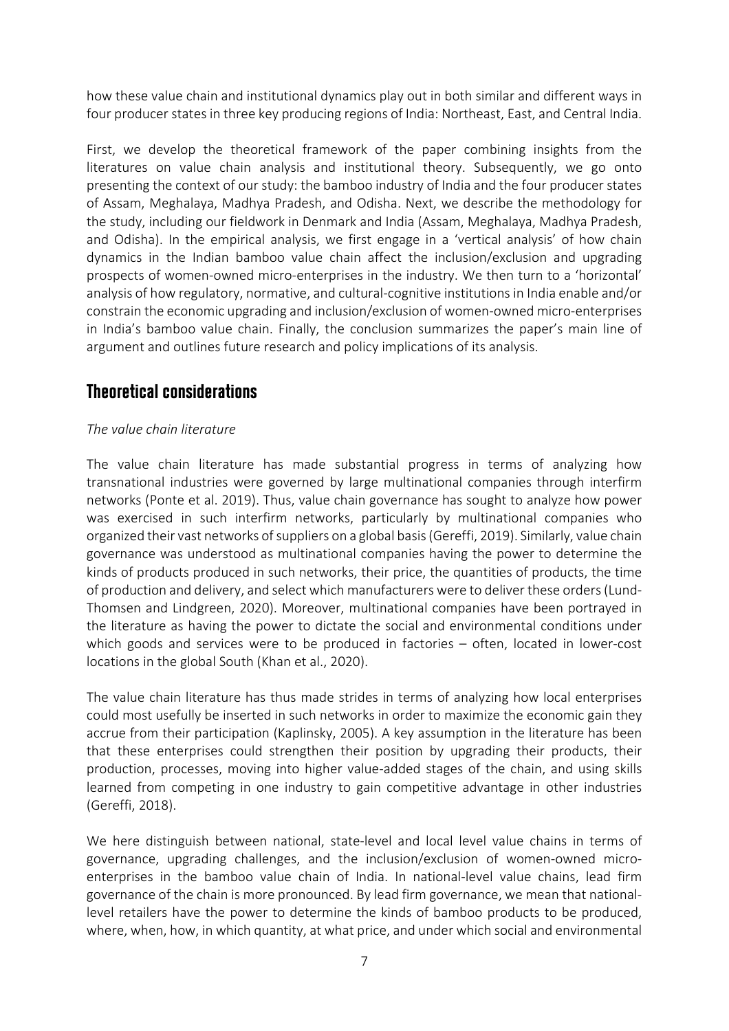how these value chain and institutional dynamics play out in both similar and different ways in four producer states in three key producing regions of India: Northeast, East, and Central India.

First, we develop the theoretical framework of the paper combining insights from the literatures on value chain analysis and institutional theory. Subsequently, we go onto presenting the context of our study: the bamboo industry of India and the four producer states of Assam, Meghalaya, Madhya Pradesh, and Odisha. Next, we describe the methodology for the study, including our fieldwork in Denmark and India (Assam, Meghalaya, Madhya Pradesh, and Odisha). In the empirical analysis, we first engage in a 'vertical analysis' of how chain dynamics in the Indian bamboo value chain affect the inclusion/exclusion and upgrading prospects of women-owned micro-enterprises in the industry. We then turn to a 'horizontal' analysis of how regulatory, normative, and cultural-cognitive institutions in India enable and/or constrain the economic upgrading and inclusion/exclusion of women-owned micro-enterprises in India's bamboo value chain. Finally, the conclusion summarizes the paper's main line of argument and outlines future research and policy implications of its analysis.

## Theoretical considerations

*The value chain literature*

The value chain literature has made substantial progress in terms of analyzing how transnational industries were governed by large multinational companies through interfirm networks (Ponte et al. 2019). Thus, value chain governance has sought to analyze how power was exercised in such interfirm networks, particularly by multinational companies who organized their vast networks of suppliers on a global basis (Gereffi, 2019). Similarly, value chain governance was understood as multinational companies having the power to determine the kinds of products produced in such networks, their price, the quantities of products, the time of production and delivery, and select which manufacturers were to deliver these orders (Lund-Thomsen and Lindgreen, 2020). Moreover, multinational companies have been portrayed in the literature as having the power to dictate the social and environmental conditions under which goods and services were to be produced in factories – often, located in lower-cost locations in the global South (Khan et al., 2020).

The value chain literature has thus made strides in terms of analyzing how local enterprises could most usefully be inserted in such networks in order to maximize the economic gain they accrue from their participation (Kaplinsky, 2005). A key assumption in the literature has been that these enterprises could strengthen their position by upgrading their products, their production, processes, moving into higher value-added stages of the chain, and using skills learned from competing in one industry to gain competitive advantage in other industries (Gereffi, 2018).

We here distinguish between national, state-level and local level value chains in terms of governance, upgrading challenges, and the inclusion/exclusion of women-owned micro-enterprises in the bamboo value chain of India. In national-level value chains, lead firm governance of the chain is more pronounced. By lead firm governance, we mean that national-level retailers have the power to determine the kinds of bamboo products to be produced, where, when, how, in which quantity, at what price, and under which social and environmental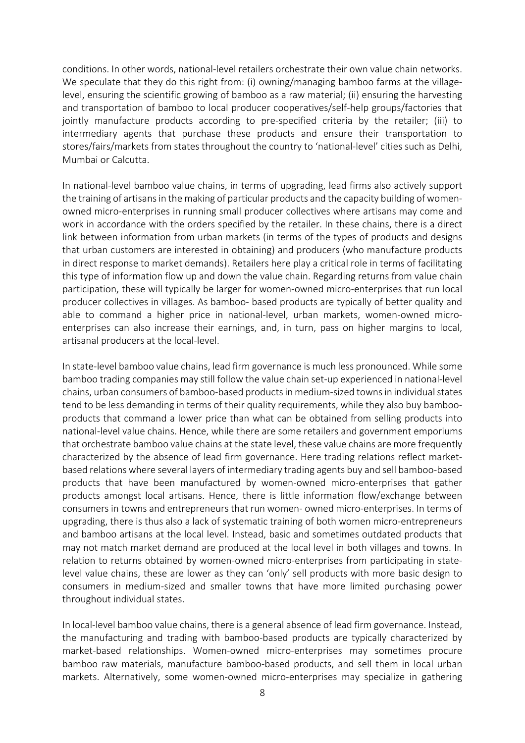conditions. In other words, national-level retailers orchestrate their own value chain networks. We speculate that they do this right from: (i) owning/managing bamboo farms at the village-level, ensuring the scientific growing of bamboo as a raw material; (ii) ensuring the harvesting and transportation of bamboo to local producer cooperatives/self-help groups/factories that jointly manufacture products according to pre-specified criteria by the retailer; (iii) to intermediary agents that purchase these products and ensure their transportation to stores/fairs/markets from states throughout the country to 'national-level' cities such as Delhi, Mumbai or Calcutta.

In national-level bamboo value chains, in terms of upgrading, lead firms also actively support the training of artisans in the making of particular products and the capacity building of women-owned micro-enterprises in running small producer collectives where artisans may come and work in accordance with the orders specified by the retailer. In these chains, there is a direct link between information from urban markets (in terms of the types of products and designs that urban customers are interested in obtaining) and producers (who manufacture products in direct response to market demands). Retailers here play a critical role in terms of facilitating this type of information flow up and down the value chain. Regarding returns from value chain participation, these will typically be larger for women-owned micro-enterprises that run local producer collectives in villages. As bamboo- based products are typically of better quality and able to command a higher price in national-level, urban markets, women-owned micro-enterprises can also increase their earnings, and, in turn, pass on higher margins to local, artisanal producers at the local-level.

In state-level bamboo value chains, lead firm governance is much less pronounced. While some bamboo trading companies may still follow the value chain set-up experienced in national-level chains, urban consumers of bamboo-based products in medium-sized towns in individual states tend to be less demanding in terms of their quality requirements, while they also buy bamboo-products that command a lower price than what can be obtained from selling products into national-level value chains. Hence, while there are some retailers and government emporiums that orchestrate bamboo value chains at the state level, these value chains are more frequently characterized by the absence of lead firm governance. Here trading relations reflect market-based relations where several layers of intermediary trading agents buy and sell bamboo-based products that have been manufactured by women-owned micro-enterprises that gather products amongst local artisans. Hence, there is little information flow/exchange between consumers in towns and entrepreneurs that run women- owned micro-enterprises. In terms of upgrading, there is thus also a lack of systematic training of both women micro-entrepreneurs and bamboo artisans at the local level. Instead, basic and sometimes outdated products that may not match market demand are produced at the local level in both villages and towns. In relation to returns obtained by women-owned micro-enterprises from participating in state-level value chains, these are lower as they can 'only' sell products with more basic design to consumers in medium-sized and smaller towns that have more limited purchasing power throughout individual states.

In local-level bamboo value chains, there is a general absence of lead firm governance. Instead, the manufacturing and trading with bamboo-based products are typically characterized by market-based relationships. Women-owned micro-enterprises may sometimes procure bamboo raw materials, manufacture bamboo-based products, and sell them in local urban markets. Alternatively, some women-owned micro-enterprises may specialize in gathering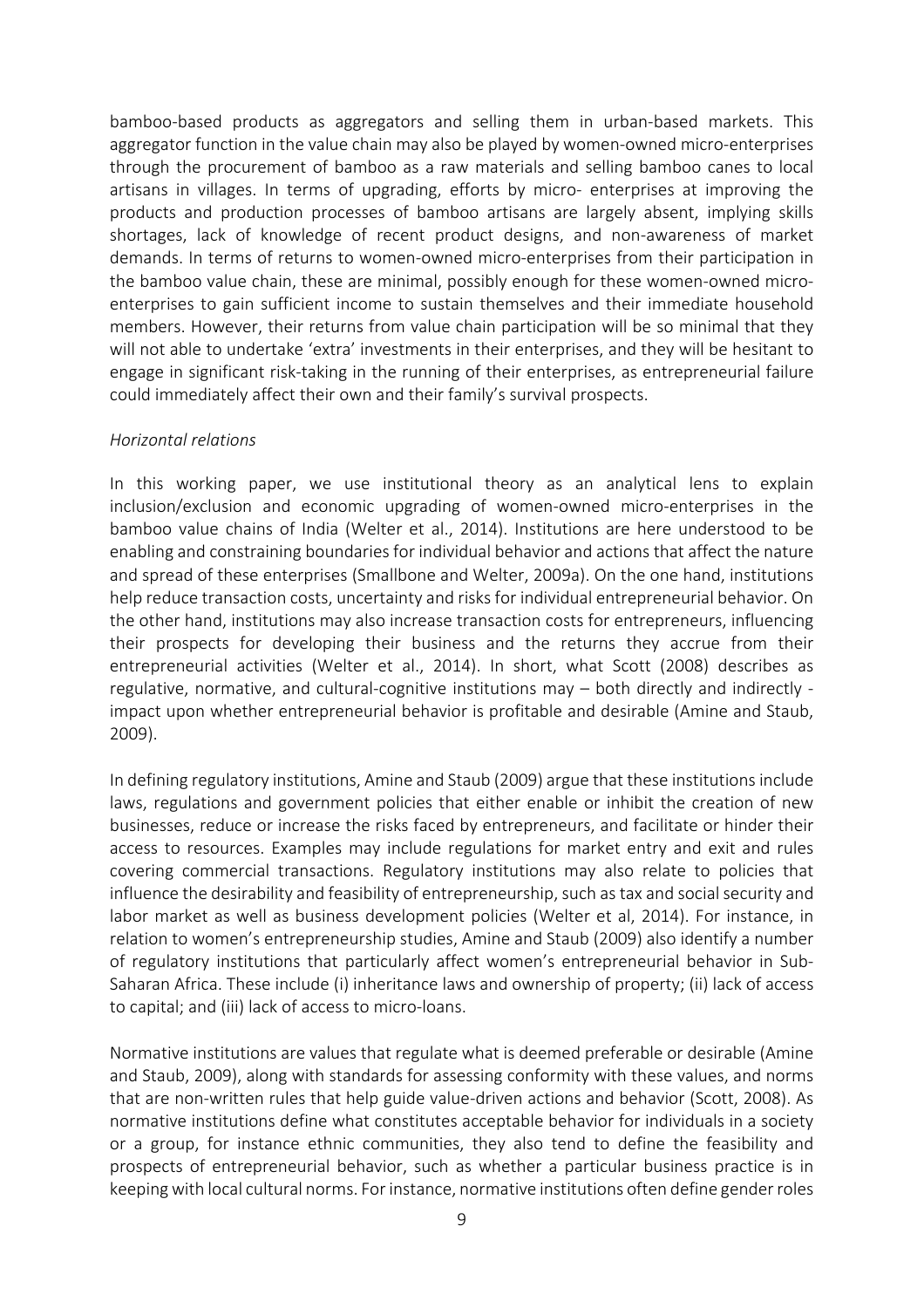bamboo-based products as aggregators and selling them in urban-based markets. This aggregator function in the value chain may also be played by women-owned micro-enterprises through the procurement of bamboo as a raw materials and selling bamboo canes to local artisans in villages. In terms of upgrading, efforts by micro- enterprises at improving the products and production processes of bamboo artisans are largely absent, implying skills shortages, lack of knowledge of recent product designs, and non-awareness of market demands. In terms of returns to women-owned micro-enterprises from their participation in the bamboo value chain, these are minimal, possibly enough for these women-owned micro-enterprises to gain sufficient income to sustain themselves and their immediate household members. However, their returns from value chain participation will be so minimal that they will not able to undertake 'extra' investments in their enterprises, and they will be hesitant to engage in significant risk-taking in the running of their enterprises, as entrepreneurial failure could immediately affect their own and their family's survival prospects.

*Horizontal relations*

In this working paper, we use institutional theory as an analytical lens to explain inclusion/exclusion and economic upgrading of women-owned micro-enterprises in the bamboo value chains of India (Welter et al., 2014). Institutions are here understood to be enabling and constraining boundaries for individual behavior and actions that affect the nature and spread of these enterprises (Smallbone and Welter, 2009a). On the one hand, institutions help reduce transaction costs, uncertainty and risks for individual entrepreneurial behavior. On the other hand, institutions may also increase transaction costs for entrepreneurs, influencing their prospects for developing their business and the returns they accrue from their entrepreneurial activities (Welter et al., 2014). In short, what Scott (2008) describes as regulative, normative, and cultural-cognitive institutions may – both directly and indirectly - impact upon whether entrepreneurial behavior is profitable and desirable (Amine and Staub, 2009).

In defining regulatory institutions, Amine and Staub (2009) argue that these institutions include laws, regulations and government policies that either enable or inhibit the creation of new businesses, reduce or increase the risks faced by entrepreneurs, and facilitate or hinder their access to resources. Examples may include regulations for market entry and exit and rules covering commercial transactions. Regulatory institutions may also relate to policies that influence the desirability and feasibility of entrepreneurship, such as tax and social security and labor market as well as business development policies (Welter et al, 2014). For instance, in relation to women's entrepreneurship studies, Amine and Staub (2009) also identify a number of regulatory institutions that particularly affect women's entrepreneurial behavior in Sub-Saharan Africa. These include (i) inheritance laws and ownership of property; (ii) lack of access to capital; and (iii) lack of access to micro-loans.

Normative institutions are values that regulate what is deemed preferable or desirable (Amine and Staub, 2009), along with standards for assessing conformity with these values, and norms that are non-written rules that help guide value-driven actions and behavior (Scott, 2008). As normative institutions define what constitutes acceptable behavior for individuals in a society or a group, for instance ethnic communities, they also tend to define the feasibility and prospects of entrepreneurial behavior, such as whether a particular business practice is in keeping with local cultural norms. For instance, normative institutions often define gender roles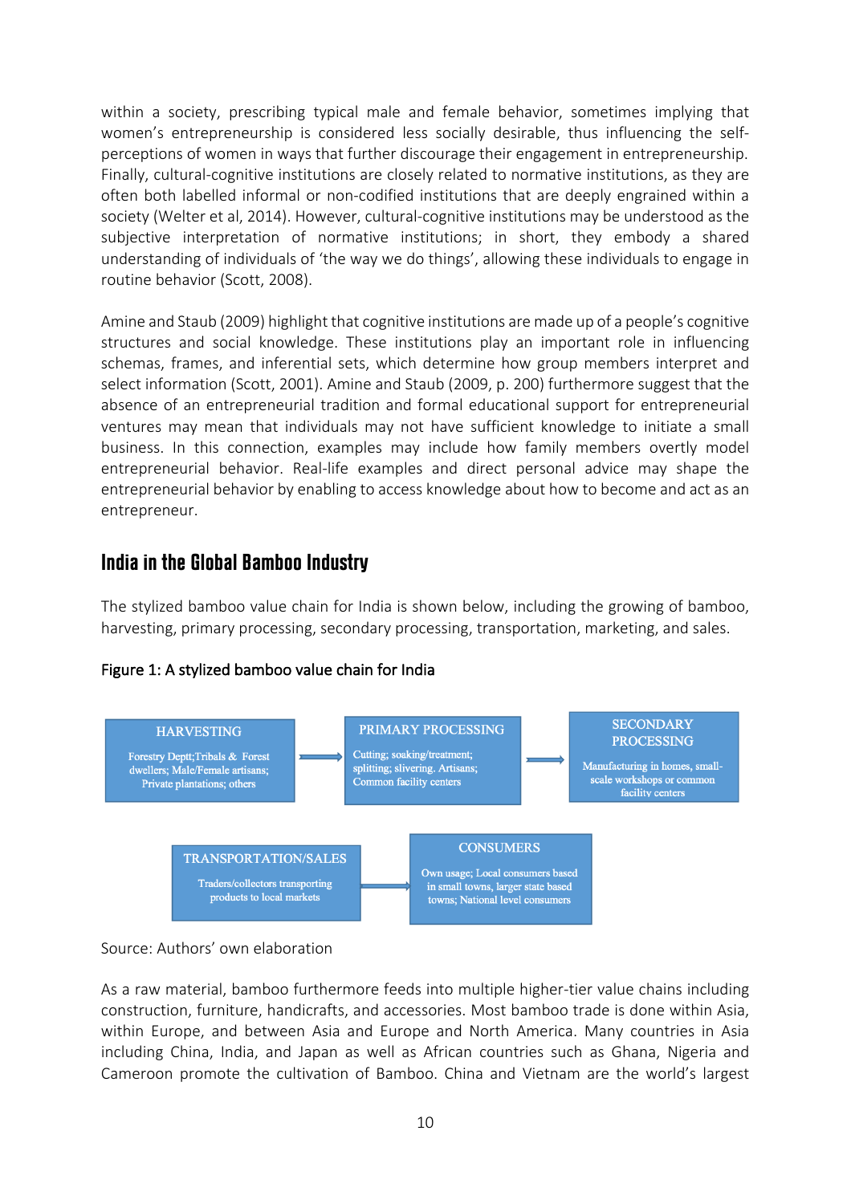within a society, prescribing typical male and female behavior, sometimes implying that women's entrepreneurship is considered less socially desirable, thus influencing the self-perceptions of women in ways that further discourage their engagement in entrepreneurship. Finally, cultural-cognitive institutions are closely related to normative institutions, as they are often both labelled informal or non-codified institutions that are deeply engrained within a society (Welter et al, 2014). However, cultural-cognitive institutions may be understood as the subjective interpretation of normative institutions; in short, they embody a shared understanding of individuals of 'the way we do things', allowing these individuals to engage in routine behavior (Scott, 2008).

Amine and Staub (2009) highlight that cognitive institutions are made up of a people's cognitive structures and social knowledge. These institutions play an important role in influencing schemas, frames, and inferential sets, which determine how group members interpret and select information (Scott, 2001). Amine and Staub (2009, p. 200) furthermore suggest that the absence of an entrepreneurial tradition and formal educational support for entrepreneurial ventures may mean that individuals may not have sufficient knowledge to initiate a small business. In this connection, examples may include how family members overtly model entrepreneurial behavior. Real-life examples and direct personal advice may shape the entrepreneurial behavior by enabling to access knowledge about how to become and act as an entrepreneur.

## India in the Global Bamboo Industry

The stylized bamboo value chain for India is shown below, including the growing of bamboo, harvesting, primary processing, secondary processing, transportation, marketing, and sales.

**Figure 1: A stylized bamboo value chain for India**

HARVESTING: Forestry Deptt;Tribals & Forest dwellers; Male/Female artisans; Private plantations; others → PRIMARY PROCESSING: Cutting; soaking/treatment; splitting; slivering. Artisans; Common facility centers → SECONDARY PROCESSING: Manufacturing in homes, small-scale workshops or common facility centers

TRANSPORTATION/SALES: Traders/collectors transporting products to local markets → CONSUMERS: Own usage; Local consumers based in small towns, larger state based towns; National level consumers

Source: Authors' own elaboration

As a raw material, bamboo furthermore feeds into multiple higher-tier value chains including construction, furniture, handicrafts, and accessories. Most bamboo trade is done within Asia, within Europe, and between Asia and Europe and North America. Many countries in Asia including China, India, and Japan as well as African countries such as Ghana, Nigeria and Cameroon promote the cultivation of Bamboo. China and Vietnam are the world's largest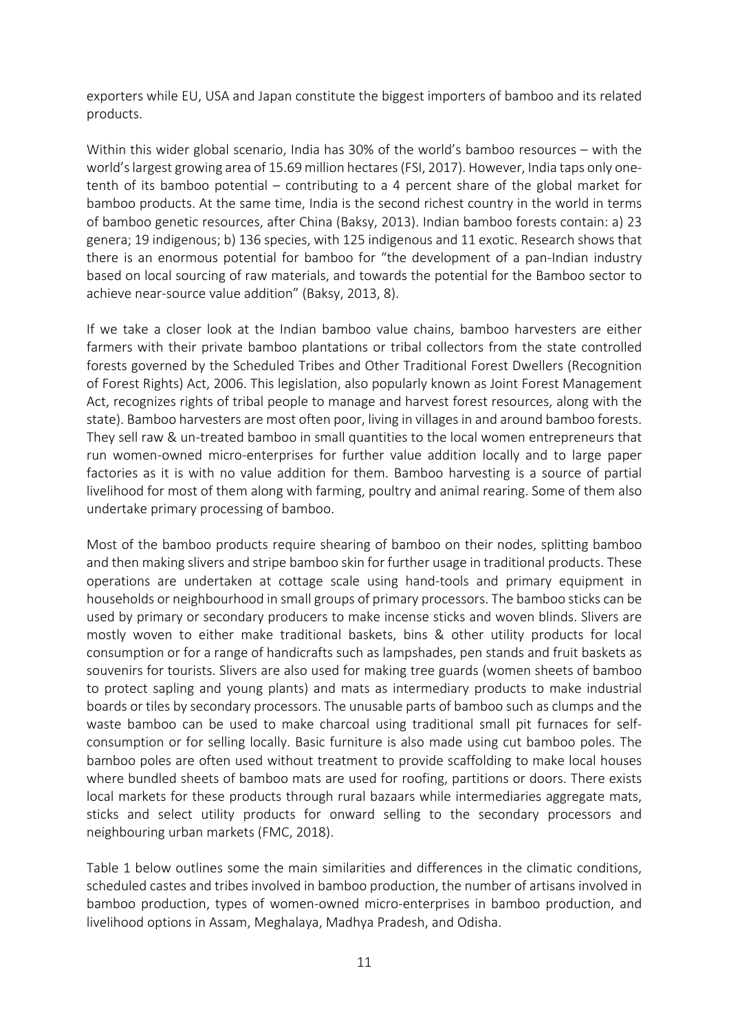exporters while EU, USA and Japan constitute the biggest importers of bamboo and its related products.

Within this wider global scenario, India has 30% of the world's bamboo resources – with the world's largest growing area of 15.69 million hectares (FSI, 2017). However, India taps only one-tenth of its bamboo potential – contributing to a 4 percent share of the global market for bamboo products. At the same time, India is the second richest country in the world in terms of bamboo genetic resources, after China (Baksy, 2013). Indian bamboo forests contain: a) 23 genera; 19 indigenous; b) 136 species, with 125 indigenous and 11 exotic. Research shows that there is an enormous potential for bamboo for "the development of a pan-Indian industry based on local sourcing of raw materials, and towards the potential for the Bamboo sector to achieve near-source value addition" (Baksy, 2013, 8).

If we take a closer look at the Indian bamboo value chains, bamboo harvesters are either farmers with their private bamboo plantations or tribal collectors from the state controlled forests governed by the Scheduled Tribes and Other Traditional Forest Dwellers (Recognition of Forest Rights) Act, 2006. This legislation, also popularly known as Joint Forest Management Act, recognizes rights of tribal people to manage and harvest forest resources, along with the state). Bamboo harvesters are most often poor, living in villages in and around bamboo forests. They sell raw & un-treated bamboo in small quantities to the local women entrepreneurs that run women-owned micro-enterprises for further value addition locally and to large paper factories as it is with no value addition for them. Bamboo harvesting is a source of partial livelihood for most of them along with farming, poultry and animal rearing. Some of them also undertake primary processing of bamboo.

Most of the bamboo products require shearing of bamboo on their nodes, splitting bamboo and then making slivers and stripe bamboo skin for further usage in traditional products. These operations are undertaken at cottage scale using hand-tools and primary equipment in households or neighbourhood in small groups of primary processors. The bamboo sticks can be used by primary or secondary producers to make incense sticks and woven blinds. Slivers are mostly woven to either make traditional baskets, bins & other utility products for local consumption or for a range of handicrafts such as lampshades, pen stands and fruit baskets as souvenirs for tourists. Slivers are also used for making tree guards (women sheets of bamboo to protect sapling and young plants) and mats as intermediary products to make industrial boards or tiles by secondary processors. The unusable parts of bamboo such as clumps and the waste bamboo can be used to make charcoal using traditional small pit furnaces for self-consumption or for selling locally. Basic furniture is also made using cut bamboo poles. The bamboo poles are often used without treatment to provide scaffolding to make local houses where bundled sheets of bamboo mats are used for roofing, partitions or doors. There exists local markets for these products through rural bazaars while intermediaries aggregate mats, sticks and select utility products for onward selling to the secondary processors and neighbouring urban markets (FMC, 2018).

Table 1 below outlines some the main similarities and differences in the climatic conditions, scheduled castes and tribes involved in bamboo production, the number of artisans involved in bamboo production, types of women-owned micro-enterprises in bamboo production, and livelihood options in Assam, Meghalaya, Madhya Pradesh, and Odisha.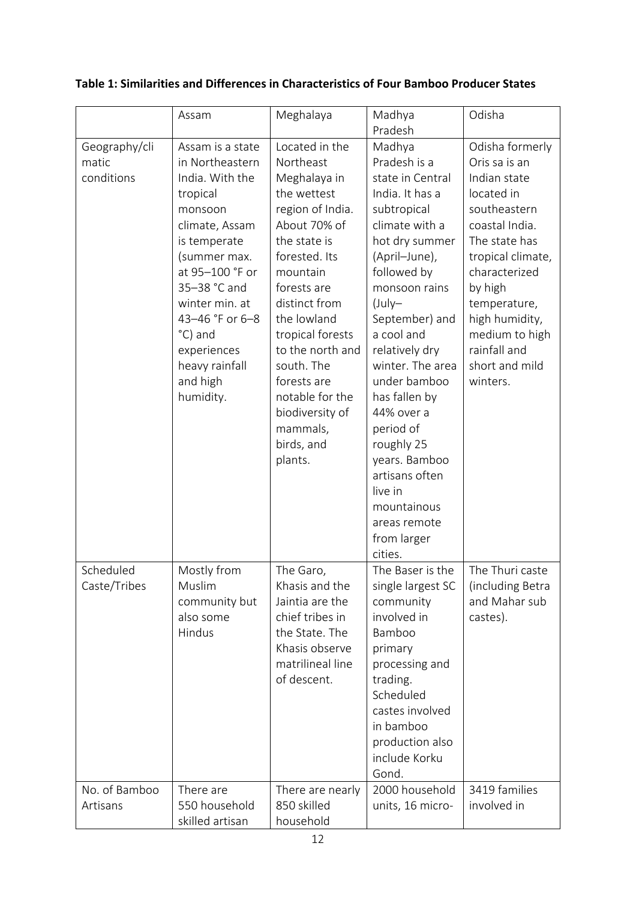**Table 1: Similarities and Differences in Characteristics of Four Bamboo Producer States**

| | Assam | Meghalaya | Madhya Pradesh | Odisha |
|---|---|---|---|---|
| Geography/climatic conditions | Assam is a state in Northeastern India. With the tropical monsoon climate, Assam is temperate (summer max. at 95–100 °F or 35–38 °C and winter min. at 43–46 °F or 6–8 °C) and experiences heavy rainfall and high humidity. | Located in the Northeast Meghalaya in the wettest region of India. About 70% of the state is forested. Its mountain forests are distinct from the lowland tropical forests to the north and south. The forests are notable for the biodiversity of mammals, birds, and plants. | Madhya Pradesh is a state in Central India. It has a subtropical climate with a hot dry summer (April–June), followed by monsoon rains (July–September) and a cool and relatively dry winter. The area under bamboo has fallen by 44% over a period of roughly 25 years. Bamboo artisans often live in mountainous areas remote from larger cities. | Odisha formerly Oris sa is an Indian state located in southeastern coastal India. The state has tropical climate, characterized by high temperature, high humidity, medium to high rainfall and short and mild winters. |
| Scheduled Caste/Tribes | Mostly from Muslim community but also some Hindus | The Garo, Khasis and the Jaintia are the chief tribes in the State. The Khasis observe matrilineal line of descent. | The Baser is the single largest SC community involved in Bamboo primary processing and trading. Scheduled castes involved in bamboo production also include Korku Gond. | The Thuri caste (including Betra and Mahar sub castes). |
| No. of Bamboo Artisans | There are 550 household skilled artisan | There are nearly 850 skilled household | 2000 household units, 16 micro- | 3419 families involved in |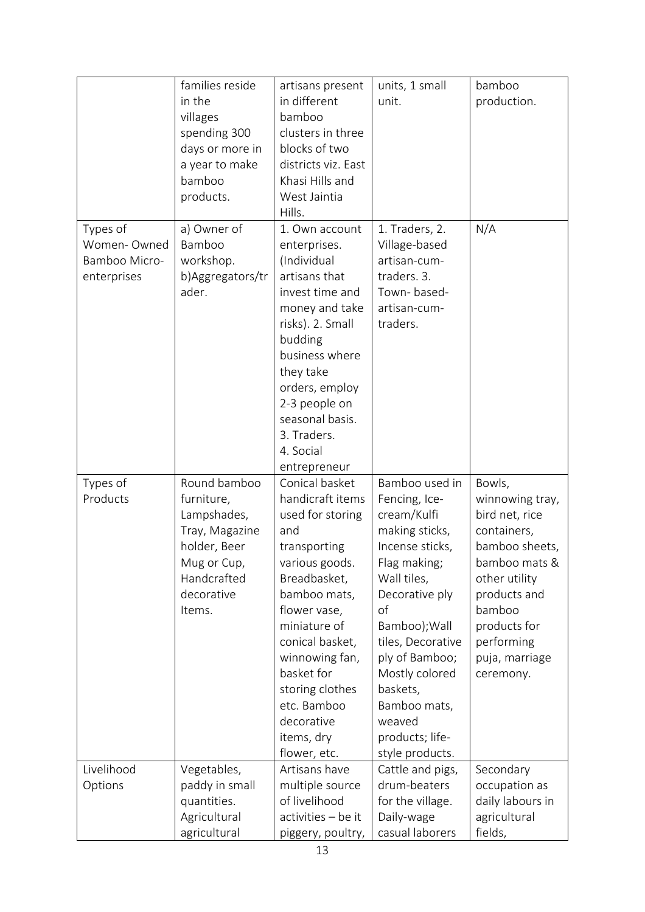| | | | | |
|---|---|---|---|---|
| | families reside in the villages spending 300 days or more in a year to make bamboo products. | artisans present in different bamboo clusters in three blocks of two districts viz. East Khasi Hills and West Jaintia Hills. | units, 1 small unit. | bamboo production. |
| Types of Women- Owned Bamboo Micro-enterprises | a) Owner of Bamboo workshop. b)Aggregators/trader. | 1. Own account enterprises. (Individual artisans that invest time and money and take risks). 2. Small budding business where they take orders, employ 2-3 people on seasonal basis. 3. Traders. 4. Social entrepreneur | 1. Traders, 2. Village-based artisan-cum-traders. 3. Town- based-artisan-cum-traders. | N/A |
| Types of Products | Round bamboo furniture, Lampshades, Tray, Magazine holder, Beer Mug or Cup, Handcrafted decorative Items. | Conical basket handicraft items used for storing and transporting various goods. Breadbasket, bamboo mats, flower vase, miniature of conical basket, winnowing fan, basket for storing clothes etc. Bamboo decorative items, dry flower, etc. | Bamboo used in Fencing, Ice-cream/Kulfi making sticks, Incense sticks, Flag making; Wall tiles, Decorative ply of Bamboo);Wall tiles, Decorative ply of Bamboo; Mostly colored baskets, Bamboo mats, weaved products; life-style products. | Bowls, winnowing tray, bird net, rice containers, bamboo sheets, bamboo mats & other utility products and bamboo products for performing puja, marriage ceremony. |
| Livelihood Options | Vegetables, paddy in small quantities. Agricultural agricultural | Artisans have multiple source of livelihood activities – be it piggery, poultry, | Cattle and pigs, drum-beaters for the village. Daily-wage casual laborers | Secondary occupation as daily labours in agricultural fields, |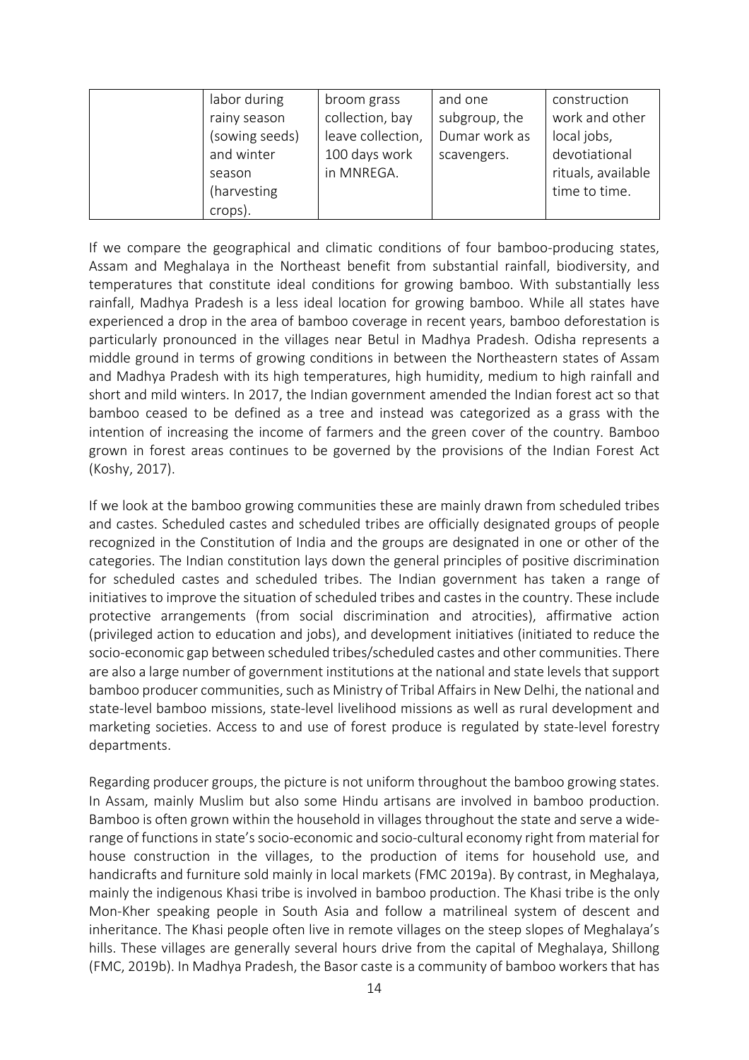| | labor during rainy season (sowing seeds) and winter season (harvesting crops). | broom grass collection, bay leave collection, 100 days work in MNREGA. | and one subgroup, the Dumar work as scavengers. | construction work and other local jobs, devotiational rituals, available time to time. |
|---|---|---|---|---|

If we compare the geographical and climatic conditions of four bamboo-producing states, Assam and Meghalaya in the Northeast benefit from substantial rainfall, biodiversity, and temperatures that constitute ideal conditions for growing bamboo. With substantially less rainfall, Madhya Pradesh is a less ideal location for growing bamboo. While all states have experienced a drop in the area of bamboo coverage in recent years, bamboo deforestation is particularly pronounced in the villages near Betul in Madhya Pradesh. Odisha represents a middle ground in terms of growing conditions in between the Northeastern states of Assam and Madhya Pradesh with its high temperatures, high humidity, medium to high rainfall and short and mild winters. In 2017, the Indian government amended the Indian forest act so that bamboo ceased to be defined as a tree and instead was categorized as a grass with the intention of increasing the income of farmers and the green cover of the country. Bamboo grown in forest areas continues to be governed by the provisions of the Indian Forest Act (Koshy, 2017).

If we look at the bamboo growing communities these are mainly drawn from scheduled tribes and castes. Scheduled castes and scheduled tribes are officially designated groups of people recognized in the Constitution of India and the groups are designated in one or other of the categories. The Indian constitution lays down the general principles of positive discrimination for scheduled castes and scheduled tribes. The Indian government has taken a range of initiatives to improve the situation of scheduled tribes and castes in the country. These include protective arrangements (from social discrimination and atrocities), affirmative action (privileged action to education and jobs), and development initiatives (initiated to reduce the socio-economic gap between scheduled tribes/scheduled castes and other communities. There are also a large number of government institutions at the national and state levels that support bamboo producer communities, such as Ministry of Tribal Affairs in New Delhi, the national and state-level bamboo missions, state-level livelihood missions as well as rural development and marketing societies. Access to and use of forest produce is regulated by state-level forestry departments.

Regarding producer groups, the picture is not uniform throughout the bamboo growing states. In Assam, mainly Muslim but also some Hindu artisans are involved in bamboo production. Bamboo is often grown within the household in villages throughout the state and serve a wide-range of functions in state's socio-economic and socio-cultural economy right from material for house construction in the villages, to the production of items for household use, and handicrafts and furniture sold mainly in local markets (FMC 2019a). By contrast, in Meghalaya, mainly the indigenous Khasi tribe is involved in bamboo production. The Khasi tribe is the only Mon-Kher speaking people in South Asia and follow a matrilineal system of descent and inheritance. The Khasi people often live in remote villages on the steep slopes of Meghalaya's hills. These villages are generally several hours drive from the capital of Meghalaya, Shillong (FMC, 2019b). In Madhya Pradesh, the Basor caste is a community of bamboo workers that has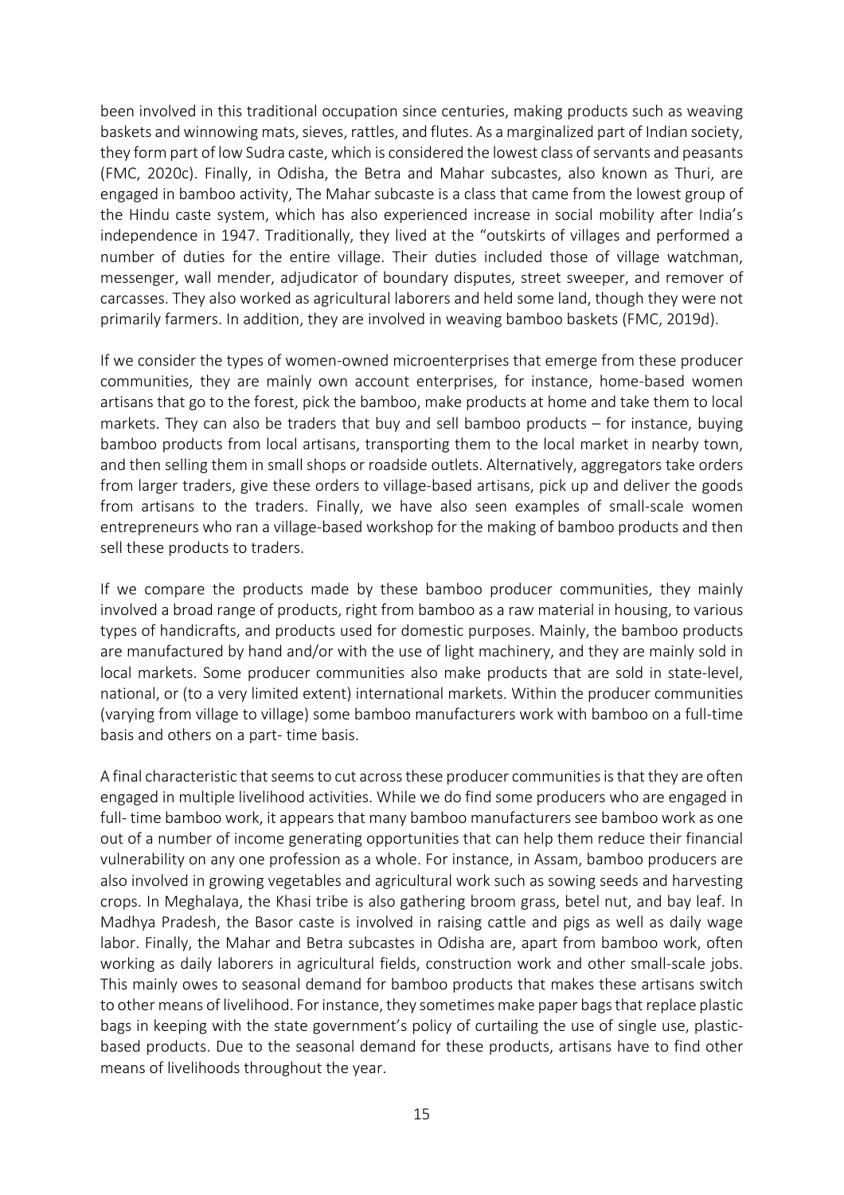been involved in this traditional occupation since centuries, making products such as weaving baskets and winnowing mats, sieves, rattles, and flutes. As a marginalized part of Indian society, they form part of low Sudra caste, which is considered the lowest class of servants and peasants (FMC, 2020c). Finally, in Odisha, the Betra and Mahar subcastes, also known as Thuri, are engaged in bamboo activity, The Mahar subcaste is a class that came from the lowest group of the Hindu caste system, which has also experienced increase in social mobility after India's independence in 1947. Traditionally, they lived at the "outskirts of villages and performed a number of duties for the entire village. Their duties included those of village watchman, messenger, wall mender, adjudicator of boundary disputes, street sweeper, and remover of carcasses. They also worked as agricultural laborers and held some land, though they were not primarily farmers. In addition, they are involved in weaving bamboo baskets (FMC, 2019d).

If we consider the types of women-owned microenterprises that emerge from these producer communities, they are mainly own account enterprises, for instance, home-based women artisans that go to the forest, pick the bamboo, make products at home and take them to local markets. They can also be traders that buy and sell bamboo products – for instance, buying bamboo products from local artisans, transporting them to the local market in nearby town, and then selling them in small shops or roadside outlets. Alternatively, aggregators take orders from larger traders, give these orders to village-based artisans, pick up and deliver the goods from artisans to the traders. Finally, we have also seen examples of small-scale women entrepreneurs who ran a village-based workshop for the making of bamboo products and then sell these products to traders.

If we compare the products made by these bamboo producer communities, they mainly involved a broad range of products, right from bamboo as a raw material in housing, to various types of handicrafts, and products used for domestic purposes. Mainly, the bamboo products are manufactured by hand and/or with the use of light machinery, and they are mainly sold in local markets. Some producer communities also make products that are sold in state-level, national, or (to a very limited extent) international markets. Within the producer communities (varying from village to village) some bamboo manufacturers work with bamboo on a full-time basis and others on a part- time basis.

A final characteristic that seems to cut across these producer communities is that they are often engaged in multiple livelihood activities. While we do find some producers who are engaged in full- time bamboo work, it appears that many bamboo manufacturers see bamboo work as one out of a number of income generating opportunities that can help them reduce their financial vulnerability on any one profession as a whole. For instance, in Assam, bamboo producers are also involved in growing vegetables and agricultural work such as sowing seeds and harvesting crops. In Meghalaya, the Khasi tribe is also gathering broom grass, betel nut, and bay leaf. In Madhya Pradesh, the Basor caste is involved in raising cattle and pigs as well as daily wage labor. Finally, the Mahar and Betra subcastes in Odisha are, apart from bamboo work, often working as daily laborers in agricultural fields, construction work and other small-scale jobs. This mainly owes to seasonal demand for bamboo products that makes these artisans switch to other means of livelihood. For instance, they sometimes make paper bags that replace plastic bags in keeping with the state government's policy of curtailing the use of single use, plastic-based products. Due to the seasonal demand for these products, artisans have to find other means of livelihoods throughout the year.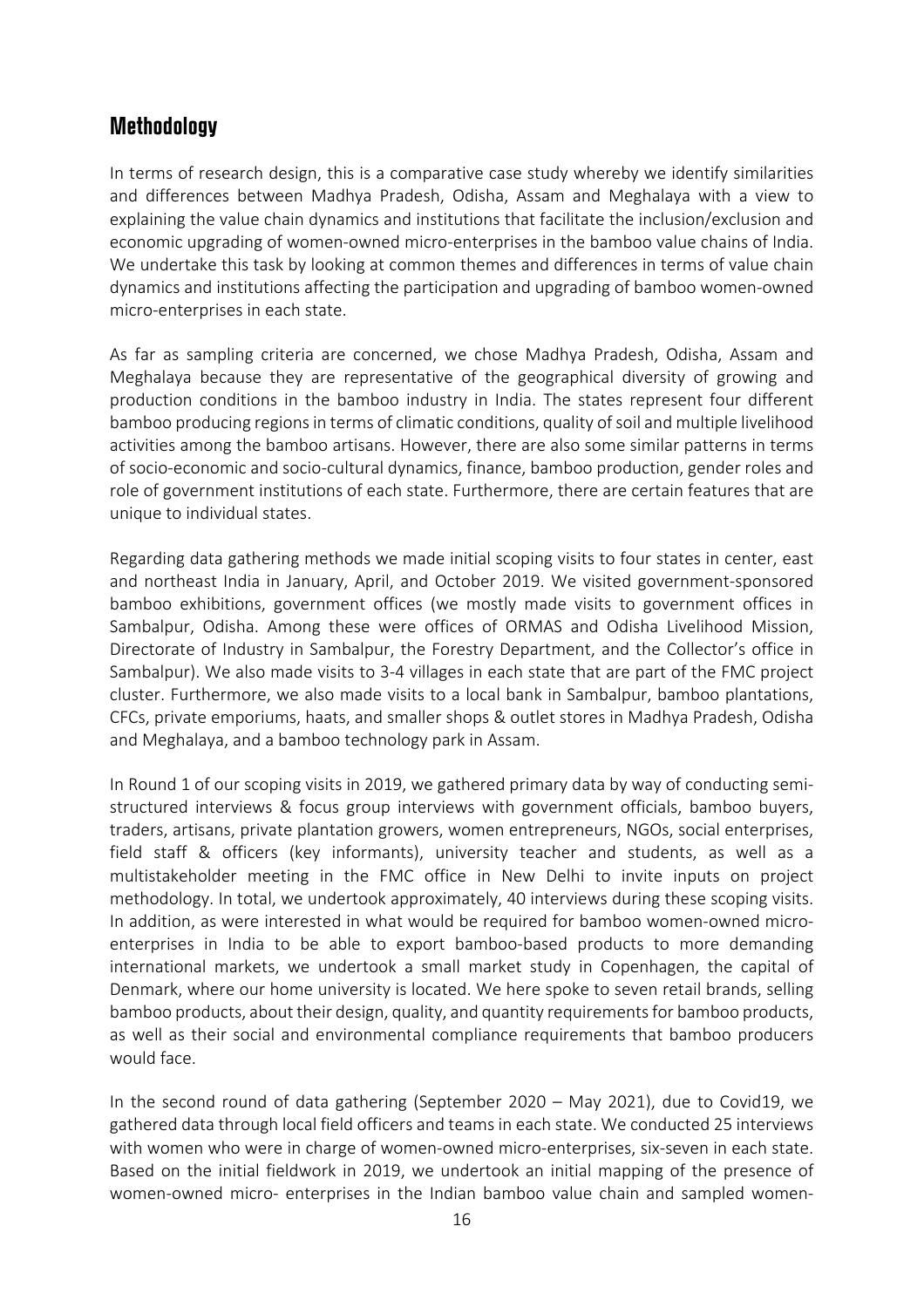## Methodology

In terms of research design, this is a comparative case study whereby we identify similarities and differences between Madhya Pradesh, Odisha, Assam and Meghalaya with a view to explaining the value chain dynamics and institutions that facilitate the inclusion/exclusion and economic upgrading of women-owned micro-enterprises in the bamboo value chains of India. We undertake this task by looking at common themes and differences in terms of value chain dynamics and institutions affecting the participation and upgrading of bamboo women-owned micro-enterprises in each state.

As far as sampling criteria are concerned, we chose Madhya Pradesh, Odisha, Assam and Meghalaya because they are representative of the geographical diversity of growing and production conditions in the bamboo industry in India. The states represent four different bamboo producing regions in terms of climatic conditions, quality of soil and multiple livelihood activities among the bamboo artisans. However, there are also some similar patterns in terms of socio-economic and socio-cultural dynamics, finance, bamboo production, gender roles and role of government institutions of each state. Furthermore, there are certain features that are unique to individual states.

Regarding data gathering methods we made initial scoping visits to four states in center, east and northeast India in January, April, and October 2019. We visited government-sponsored bamboo exhibitions, government offices (we mostly made visits to government offices in Sambalpur, Odisha. Among these were offices of ORMAS and Odisha Livelihood Mission, Directorate of Industry in Sambalpur, the Forestry Department, and the Collector's office in Sambalpur). We also made visits to 3-4 villages in each state that are part of the FMC project cluster. Furthermore, we also made visits to a local bank in Sambalpur, bamboo plantations, CFCs, private emporiums, haats, and smaller shops & outlet stores in Madhya Pradesh, Odisha and Meghalaya, and a bamboo technology park in Assam.

In Round 1 of our scoping visits in 2019, we gathered primary data by way of conducting semi-structured interviews & focus group interviews with government officials, bamboo buyers, traders, artisans, private plantation growers, women entrepreneurs, NGOs, social enterprises, field staff & officers (key informants), university teacher and students, as well as a multistakeholder meeting in the FMC office in New Delhi to invite inputs on project methodology. In total, we undertook approximately, 40 interviews during these scoping visits. In addition, as were interested in what would be required for bamboo women-owned micro-enterprises in India to be able to export bamboo-based products to more demanding international markets, we undertook a small market study in Copenhagen, the capital of Denmark, where our home university is located. We here spoke to seven retail brands, selling bamboo products, about their design, quality, and quantity requirements for bamboo products, as well as their social and environmental compliance requirements that bamboo producers would face.

In the second round of data gathering (September 2020 – May 2021), due to Covid19, we gathered data through local field officers and teams in each state. We conducted 25 interviews with women who were in charge of women-owned micro-enterprises, six-seven in each state. Based on the initial fieldwork in 2019, we undertook an initial mapping of the presence of women-owned micro- enterprises in the Indian bamboo value chain and sampled women-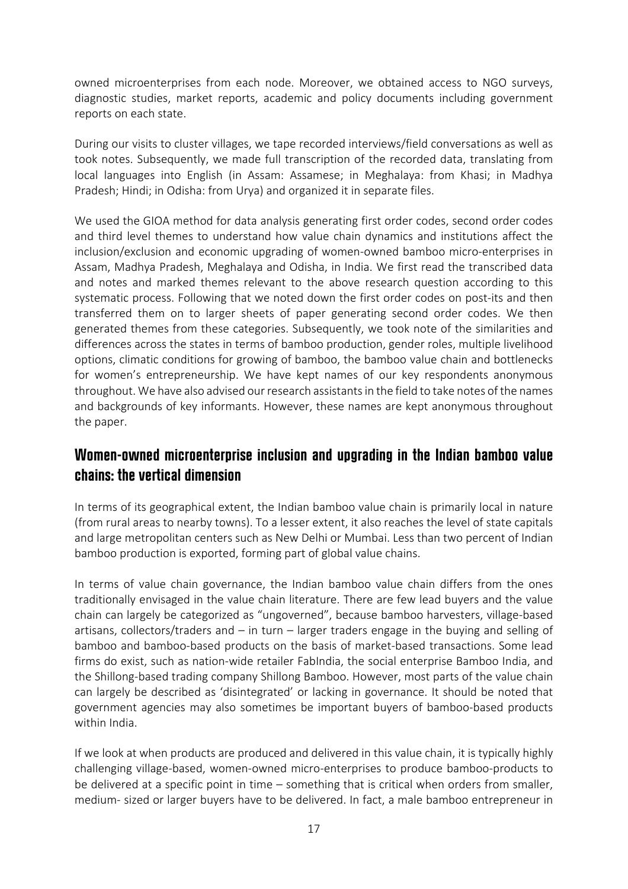owned microenterprises from each node. Moreover, we obtained access to NGO surveys, diagnostic studies, market reports, academic and policy documents including government reports on each state.

During our visits to cluster villages, we tape recorded interviews/field conversations as well as took notes. Subsequently, we made full transcription of the recorded data, translating from local languages into English (in Assam: Assamese; in Meghalaya: from Khasi; in Madhya Pradesh; Hindi; in Odisha: from Urya) and organized it in separate files.

We used the GIOA method for data analysis generating first order codes, second order codes and third level themes to understand how value chain dynamics and institutions affect the inclusion/exclusion and economic upgrading of women-owned bamboo micro-enterprises in Assam, Madhya Pradesh, Meghalaya and Odisha, in India. We first read the transcribed data and notes and marked themes relevant to the above research question according to this systematic process. Following that we noted down the first order codes on post-its and then transferred them on to larger sheets of paper generating second order codes. We then generated themes from these categories. Subsequently, we took note of the similarities and differences across the states in terms of bamboo production, gender roles, multiple livelihood options, climatic conditions for growing of bamboo, the bamboo value chain and bottlenecks for women's entrepreneurship. We have kept names of our key respondents anonymous throughout. We have also advised our research assistants in the field to take notes of the names and backgrounds of key informants. However, these names are kept anonymous throughout the paper.

## Women-owned microenterprise inclusion and upgrading in the Indian bamboo value chains: the vertical dimension

In terms of its geographical extent, the Indian bamboo value chain is primarily local in nature (from rural areas to nearby towns). To a lesser extent, it also reaches the level of state capitals and large metropolitan centers such as New Delhi or Mumbai. Less than two percent of Indian bamboo production is exported, forming part of global value chains.

In terms of value chain governance, the Indian bamboo value chain differs from the ones traditionally envisaged in the value chain literature. There are few lead buyers and the value chain can largely be categorized as "ungoverned", because bamboo harvesters, village-based artisans, collectors/traders and – in turn – larger traders engage in the buying and selling of bamboo and bamboo-based products on the basis of market-based transactions. Some lead firms do exist, such as nation-wide retailer FabIndia, the social enterprise Bamboo India, and the Shillong-based trading company Shillong Bamboo. However, most parts of the value chain can largely be described as 'disintegrated' or lacking in governance. It should be noted that government agencies may also sometimes be important buyers of bamboo-based products within India.

If we look at when products are produced and delivered in this value chain, it is typically highly challenging village-based, women-owned micro-enterprises to produce bamboo-products to be delivered at a specific point in time – something that is critical when orders from smaller, medium- sized or larger buyers have to be delivered. In fact, a male bamboo entrepreneur in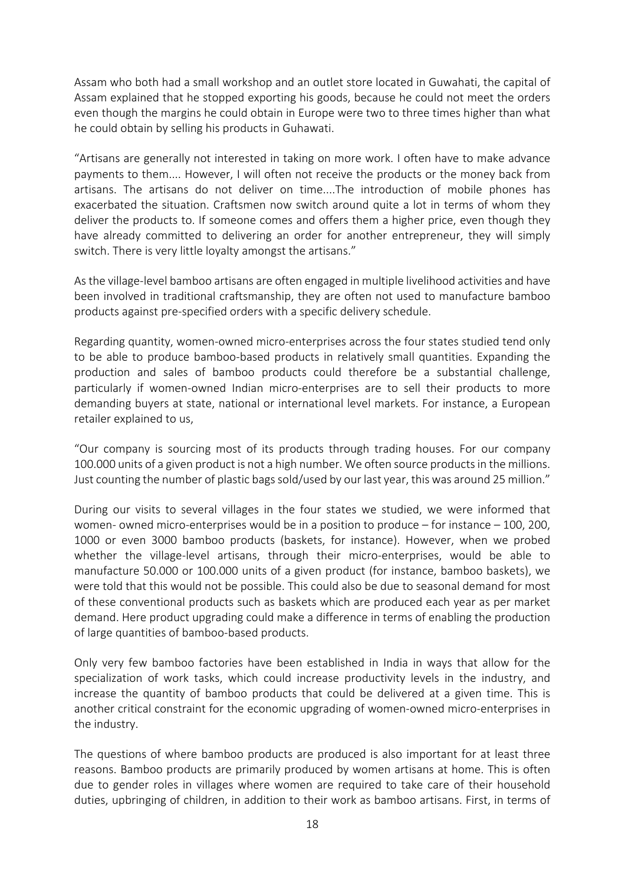Assam who both had a small workshop and an outlet store located in Guwahati, the capital of Assam explained that he stopped exporting his goods, because he could not meet the orders even though the margins he could obtain in Europe were two to three times higher than what he could obtain by selling his products in Guhawati.

"Artisans are generally not interested in taking on more work. I often have to make advance payments to them.... However, I will often not receive the products or the money back from artisans. The artisans do not deliver on time....The introduction of mobile phones has exacerbated the situation. Craftsmen now switch around quite a lot in terms of whom they deliver the products to. If someone comes and offers them a higher price, even though they have already committed to delivering an order for another entrepreneur, they will simply switch. There is very little loyalty amongst the artisans."

As the village-level bamboo artisans are often engaged in multiple livelihood activities and have been involved in traditional craftsmanship, they are often not used to manufacture bamboo products against pre-specified orders with a specific delivery schedule.

Regarding quantity, women-owned micro-enterprises across the four states studied tend only to be able to produce bamboo-based products in relatively small quantities. Expanding the production and sales of bamboo products could therefore be a substantial challenge, particularly if women-owned Indian micro-enterprises are to sell their products to more demanding buyers at state, national or international level markets. For instance, a European retailer explained to us,

"Our company is sourcing most of its products through trading houses. For our company 100.000 units of a given product is not a high number. We often source products in the millions. Just counting the number of plastic bags sold/used by our last year, this was around 25 million."

During our visits to several villages in the four states we studied, we were informed that women- owned micro-enterprises would be in a position to produce – for instance – 100, 200, 1000 or even 3000 bamboo products (baskets, for instance). However, when we probed whether the village-level artisans, through their micro-enterprises, would be able to manufacture 50.000 or 100.000 units of a given product (for instance, bamboo baskets), we were told that this would not be possible. This could also be due to seasonal demand for most of these conventional products such as baskets which are produced each year as per market demand. Here product upgrading could make a difference in terms of enabling the production of large quantities of bamboo-based products.

Only very few bamboo factories have been established in India in ways that allow for the specialization of work tasks, which could increase productivity levels in the industry, and increase the quantity of bamboo products that could be delivered at a given time. This is another critical constraint for the economic upgrading of women-owned micro-enterprises in the industry.

The questions of where bamboo products are produced is also important for at least three reasons. Bamboo products are primarily produced by women artisans at home. This is often due to gender roles in villages where women are required to take care of their household duties, upbringing of children, in addition to their work as bamboo artisans. First, in terms of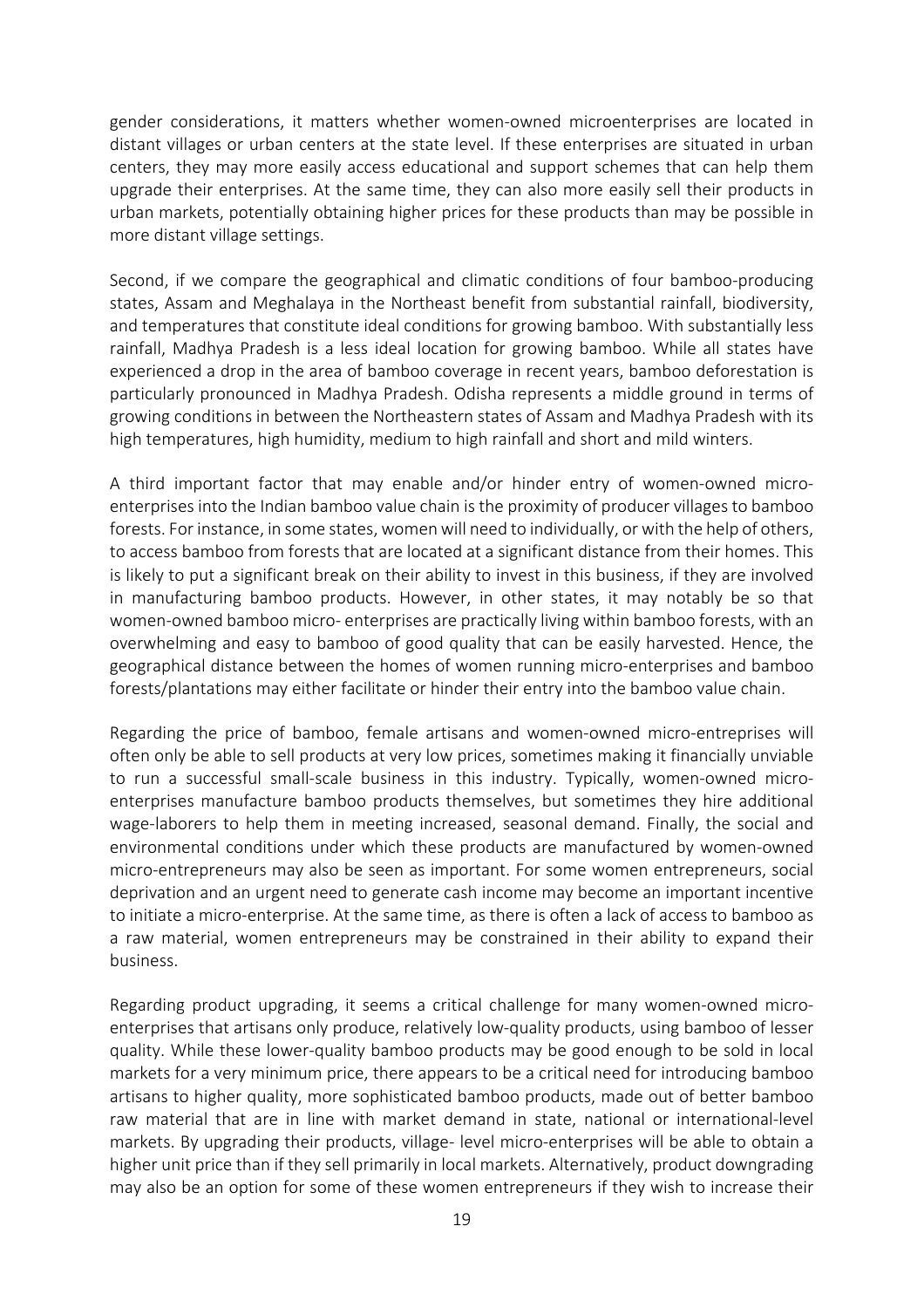gender considerations, it matters whether women-owned microenterprises are located in distant villages or urban centers at the state level. If these enterprises are situated in urban centers, they may more easily access educational and support schemes that can help them upgrade their enterprises. At the same time, they can also more easily sell their products in urban markets, potentially obtaining higher prices for these products than may be possible in more distant village settings.

Second, if we compare the geographical and climatic conditions of four bamboo-producing states, Assam and Meghalaya in the Northeast benefit from substantial rainfall, biodiversity, and temperatures that constitute ideal conditions for growing bamboo. With substantially less rainfall, Madhya Pradesh is a less ideal location for growing bamboo. While all states have experienced a drop in the area of bamboo coverage in recent years, bamboo deforestation is particularly pronounced in Madhya Pradesh. Odisha represents a middle ground in terms of growing conditions in between the Northeastern states of Assam and Madhya Pradesh with its high temperatures, high humidity, medium to high rainfall and short and mild winters.

A third important factor that may enable and/or hinder entry of women-owned micro-enterprises into the Indian bamboo value chain is the proximity of producer villages to bamboo forests. For instance, in some states, women will need to individually, or with the help of others, to access bamboo from forests that are located at a significant distance from their homes. This is likely to put a significant break on their ability to invest in this business, if they are involved in manufacturing bamboo products. However, in other states, it may notably be so that women-owned bamboo micro- enterprises are practically living within bamboo forests, with an overwhelming and easy to bamboo of good quality that can be easily harvested. Hence, the geographical distance between the homes of women running micro-enterprises and bamboo forests/plantations may either facilitate or hinder their entry into the bamboo value chain.

Regarding the price of bamboo, female artisans and women-owned micro-entreprises will often only be able to sell products at very low prices, sometimes making it financially unviable to run a successful small-scale business in this industry. Typically, women-owned micro-enterprises manufacture bamboo products themselves, but sometimes they hire additional wage-laborers to help them in meeting increased, seasonal demand. Finally, the social and environmental conditions under which these products are manufactured by women-owned micro-entrepreneurs may also be seen as important. For some women entrepreneurs, social deprivation and an urgent need to generate cash income may become an important incentive to initiate a micro-enterprise. At the same time, as there is often a lack of access to bamboo as a raw material, women entrepreneurs may be constrained in their ability to expand their business.

Regarding product upgrading, it seems a critical challenge for many women-owned micro-enterprises that artisans only produce, relatively low-quality products, using bamboo of lesser quality. While these lower-quality bamboo products may be good enough to be sold in local markets for a very minimum price, there appears to be a critical need for introducing bamboo artisans to higher quality, more sophisticated bamboo products, made out of better bamboo raw material that are in line with market demand in state, national or international-level markets. By upgrading their products, village- level micro-enterprises will be able to obtain a higher unit price than if they sell primarily in local markets. Alternatively, product downgrading may also be an option for some of these women entrepreneurs if they wish to increase their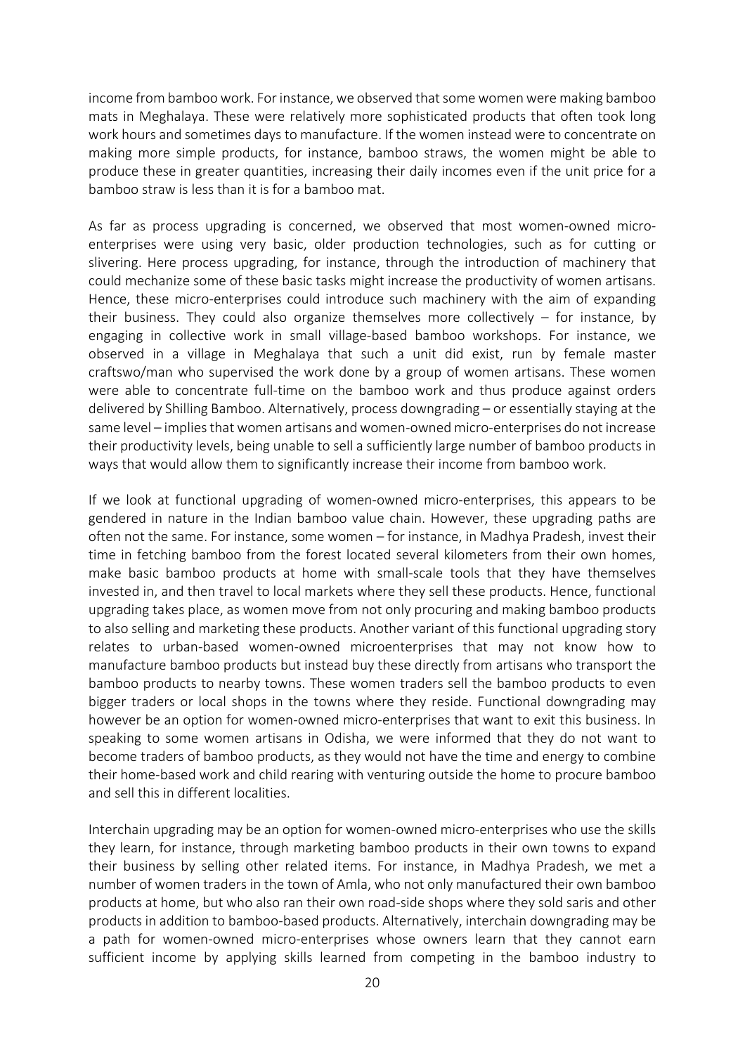income from bamboo work. For instance, we observed that some women were making bamboo mats in Meghalaya. These were relatively more sophisticated products that often took long work hours and sometimes days to manufacture. If the women instead were to concentrate on making more simple products, for instance, bamboo straws, the women might be able to produce these in greater quantities, increasing their daily incomes even if the unit price for a bamboo straw is less than it is for a bamboo mat.

As far as process upgrading is concerned, we observed that most women-owned micro-enterprises were using very basic, older production technologies, such as for cutting or slivering. Here process upgrading, for instance, through the introduction of machinery that could mechanize some of these basic tasks might increase the productivity of women artisans. Hence, these micro-enterprises could introduce such machinery with the aim of expanding their business. They could also organize themselves more collectively – for instance, by engaging in collective work in small village-based bamboo workshops. For instance, we observed in a village in Meghalaya that such a unit did exist, run by female master craftswo/man who supervised the work done by a group of women artisans. These women were able to concentrate full-time on the bamboo work and thus produce against orders delivered by Shilling Bamboo. Alternatively, process downgrading – or essentially staying at the same level – implies that women artisans and women-owned micro-enterprises do not increase their productivity levels, being unable to sell a sufficiently large number of bamboo products in ways that would allow them to significantly increase their income from bamboo work.

If we look at functional upgrading of women-owned micro-enterprises, this appears to be gendered in nature in the Indian bamboo value chain. However, these upgrading paths are often not the same. For instance, some women – for instance, in Madhya Pradesh, invest their time in fetching bamboo from the forest located several kilometers from their own homes, make basic bamboo products at home with small-scale tools that they have themselves invested in, and then travel to local markets where they sell these products. Hence, functional upgrading takes place, as women move from not only procuring and making bamboo products to also selling and marketing these products. Another variant of this functional upgrading story relates to urban-based women-owned microenterprises that may not know how to manufacture bamboo products but instead buy these directly from artisans who transport the bamboo products to nearby towns. These women traders sell the bamboo products to even bigger traders or local shops in the towns where they reside. Functional downgrading may however be an option for women-owned micro-enterprises that want to exit this business. In speaking to some women artisans in Odisha, we were informed that they do not want to become traders of bamboo products, as they would not have the time and energy to combine their home-based work and child rearing with venturing outside the home to procure bamboo and sell this in different localities.

Interchain upgrading may be an option for women-owned micro-enterprises who use the skills they learn, for instance, through marketing bamboo products in their own towns to expand their business by selling other related items. For instance, in Madhya Pradesh, we met a number of women traders in the town of Amla, who not only manufactured their own bamboo products at home, but who also ran their own road-side shops where they sold saris and other products in addition to bamboo-based products. Alternatively, interchain downgrading may be a path for women-owned micro-enterprises whose owners learn that they cannot earn sufficient income by applying skills learned from competing in the bamboo industry to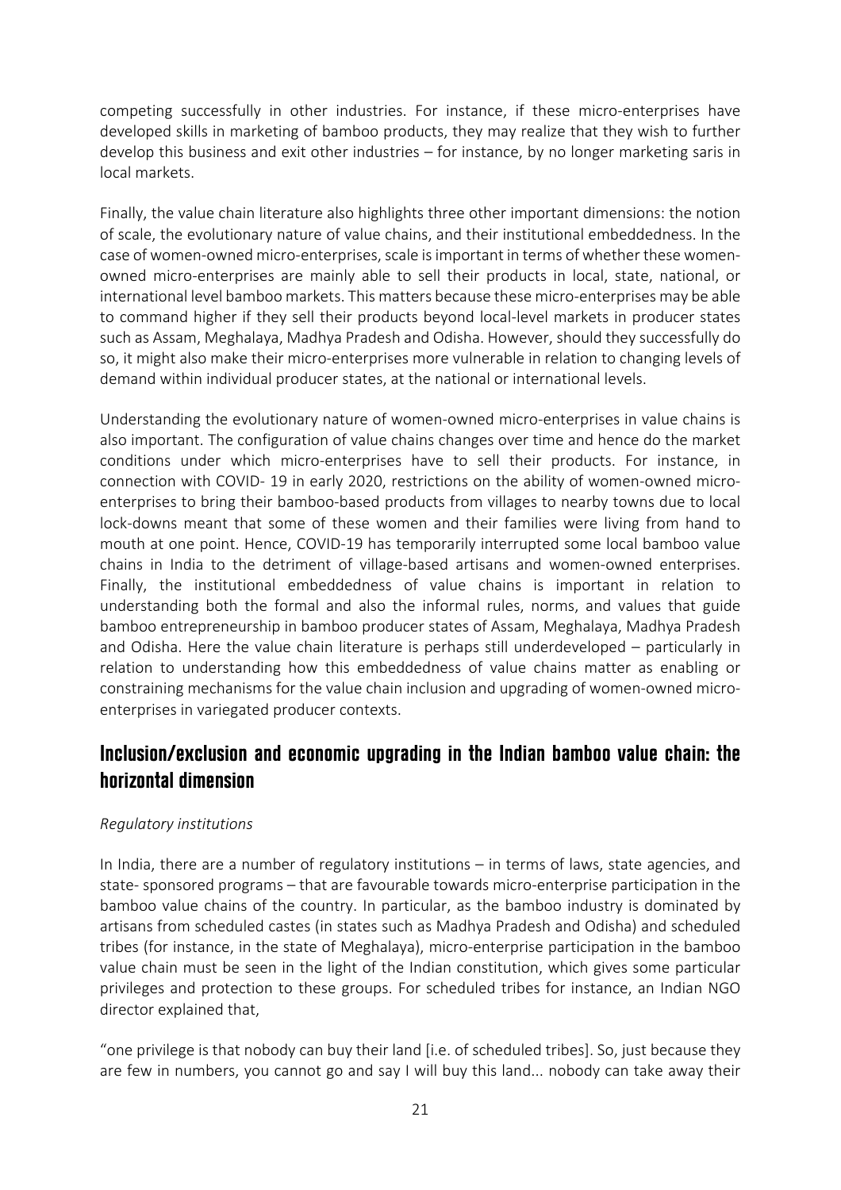competing successfully in other industries. For instance, if these micro-enterprises have developed skills in marketing of bamboo products, they may realize that they wish to further develop this business and exit other industries – for instance, by no longer marketing saris in local markets.

Finally, the value chain literature also highlights three other important dimensions: the notion of scale, the evolutionary nature of value chains, and their institutional embeddedness. In the case of women-owned micro-enterprises, scale is important in terms of whether these women-owned micro-enterprises are mainly able to sell their products in local, state, national, or international level bamboo markets. This matters because these micro-enterprises may be able to command higher if they sell their products beyond local-level markets in producer states such as Assam, Meghalaya, Madhya Pradesh and Odisha. However, should they successfully do so, it might also make their micro-enterprises more vulnerable in relation to changing levels of demand within individual producer states, at the national or international levels.

Understanding the evolutionary nature of women-owned micro-enterprises in value chains is also important. The configuration of value chains changes over time and hence do the market conditions under which micro-enterprises have to sell their products. For instance, in connection with COVID- 19 in early 2020, restrictions on the ability of women-owned micro-enterprises to bring their bamboo-based products from villages to nearby towns due to local lock-downs meant that some of these women and their families were living from hand to mouth at one point. Hence, COVID-19 has temporarily interrupted some local bamboo value chains in India to the detriment of village-based artisans and women-owned enterprises. Finally, the institutional embeddedness of value chains is important in relation to understanding both the formal and also the informal rules, norms, and values that guide bamboo entrepreneurship in bamboo producer states of Assam, Meghalaya, Madhya Pradesh and Odisha. Here the value chain literature is perhaps still underdeveloped – particularly in relation to understanding how this embeddedness of value chains matter as enabling or constraining mechanisms for the value chain inclusion and upgrading of women-owned micro-enterprises in variegated producer contexts.

## Inclusion/exclusion and economic upgrading in the Indian bamboo value chain: the horizontal dimension

*Regulatory institutions*

In India, there are a number of regulatory institutions – in terms of laws, state agencies, and state- sponsored programs – that are favourable towards micro-enterprise participation in the bamboo value chains of the country. In particular, as the bamboo industry is dominated by artisans from scheduled castes (in states such as Madhya Pradesh and Odisha) and scheduled tribes (for instance, in the state of Meghalaya), micro-enterprise participation in the bamboo value chain must be seen in the light of the Indian constitution, which gives some particular privileges and protection to these groups. For scheduled tribes for instance, an Indian NGO director explained that,

"one privilege is that nobody can buy their land [i.e. of scheduled tribes]. So, just because they are few in numbers, you cannot go and say I will buy this land... nobody can take away their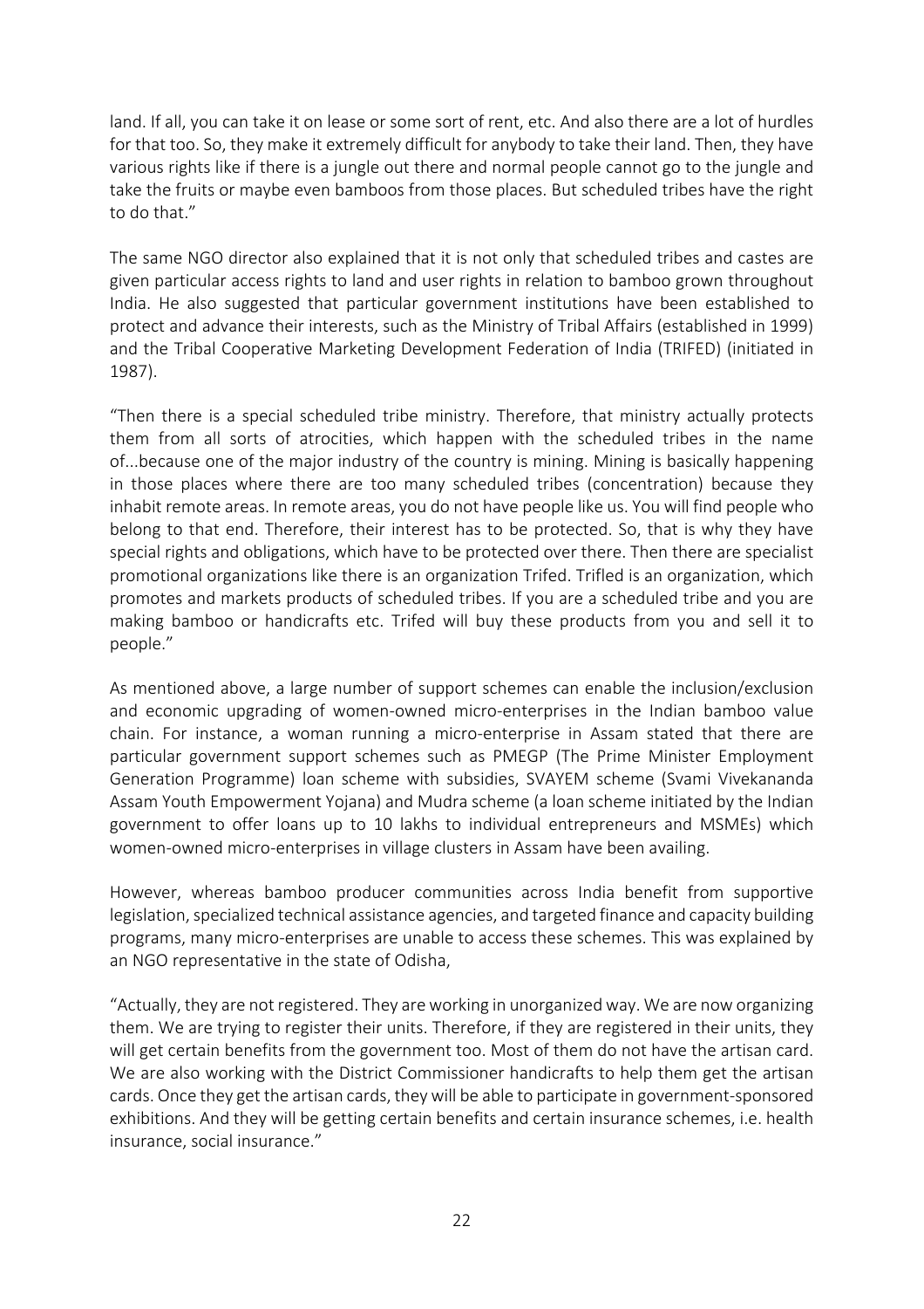land. If all, you can take it on lease or some sort of rent, etc. And also there are a lot of hurdles for that too. So, they make it extremely difficult for anybody to take their land. Then, they have various rights like if there is a jungle out there and normal people cannot go to the jungle and take the fruits or maybe even bamboos from those places. But scheduled tribes have the right to do that."

The same NGO director also explained that it is not only that scheduled tribes and castes are given particular access rights to land and user rights in relation to bamboo grown throughout India. He also suggested that particular government institutions have been established to protect and advance their interests, such as the Ministry of Tribal Affairs (established in 1999) and the Tribal Cooperative Marketing Development Federation of India (TRIFED) (initiated in 1987).

"Then there is a special scheduled tribe ministry. Therefore, that ministry actually protects them from all sorts of atrocities, which happen with the scheduled tribes in the name of...because one of the major industry of the country is mining. Mining is basically happening in those places where there are too many scheduled tribes (concentration) because they inhabit remote areas. In remote areas, you do not have people like us. You will find people who belong to that end. Therefore, their interest has to be protected. So, that is why they have special rights and obligations, which have to be protected over there. Then there are specialist promotional organizations like there is an organization Trifed. Trifled is an organization, which promotes and markets products of scheduled tribes. If you are a scheduled tribe and you are making bamboo or handicrafts etc. Trifed will buy these products from you and sell it to people."

As mentioned above, a large number of support schemes can enable the inclusion/exclusion and economic upgrading of women-owned micro-enterprises in the Indian bamboo value chain. For instance, a woman running a micro-enterprise in Assam stated that there are particular government support schemes such as PMEGP (The Prime Minister Employment Generation Programme) loan scheme with subsidies, SVAYEM scheme (Svami Vivekananda Assam Youth Empowerment Yojana) and Mudra scheme (a loan scheme initiated by the Indian government to offer loans up to 10 lakhs to individual entrepreneurs and MSMEs) which women-owned micro-enterprises in village clusters in Assam have been availing.

However, whereas bamboo producer communities across India benefit from supportive legislation, specialized technical assistance agencies, and targeted finance and capacity building programs, many micro-enterprises are unable to access these schemes. This was explained by an NGO representative in the state of Odisha,

"Actually, they are not registered. They are working in unorganized way. We are now organizing them. We are trying to register their units. Therefore, if they are registered in their units, they will get certain benefits from the government too. Most of them do not have the artisan card. We are also working with the District Commissioner handicrafts to help them get the artisan cards. Once they get the artisan cards, they will be able to participate in government-sponsored exhibitions. And they will be getting certain benefits and certain insurance schemes, i.e. health insurance, social insurance."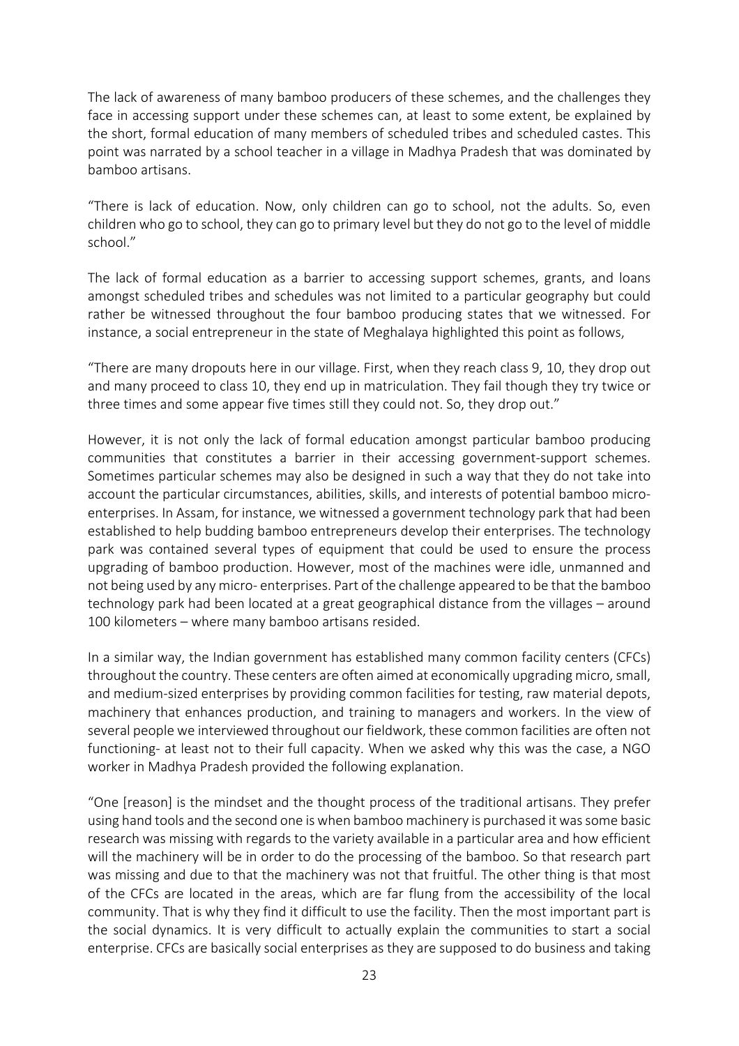The lack of awareness of many bamboo producers of these schemes, and the challenges they face in accessing support under these schemes can, at least to some extent, be explained by the short, formal education of many members of scheduled tribes and scheduled castes. This point was narrated by a school teacher in a village in Madhya Pradesh that was dominated by bamboo artisans.

"There is lack of education. Now, only children can go to school, not the adults. So, even children who go to school, they can go to primary level but they do not go to the level of middle school."

The lack of formal education as a barrier to accessing support schemes, grants, and loans amongst scheduled tribes and schedules was not limited to a particular geography but could rather be witnessed throughout the four bamboo producing states that we witnessed. For instance, a social entrepreneur in the state of Meghalaya highlighted this point as follows,

"There are many dropouts here in our village. First, when they reach class 9, 10, they drop out and many proceed to class 10, they end up in matriculation. They fail though they try twice or three times and some appear five times still they could not. So, they drop out."

However, it is not only the lack of formal education amongst particular bamboo producing communities that constitutes a barrier in their accessing government-support schemes. Sometimes particular schemes may also be designed in such a way that they do not take into account the particular circumstances, abilities, skills, and interests of potential bamboo micro-enterprises. In Assam, for instance, we witnessed a government technology park that had been established to help budding bamboo entrepreneurs develop their enterprises. The technology park was contained several types of equipment that could be used to ensure the process upgrading of bamboo production. However, most of the machines were idle, unmanned and not being used by any micro- enterprises. Part of the challenge appeared to be that the bamboo technology park had been located at a great geographical distance from the villages – around 100 kilometers – where many bamboo artisans resided.

In a similar way, the Indian government has established many common facility centers (CFCs) throughout the country. These centers are often aimed at economically upgrading micro, small, and medium-sized enterprises by providing common facilities for testing, raw material depots, machinery that enhances production, and training to managers and workers. In the view of several people we interviewed throughout our fieldwork, these common facilities are often not functioning- at least not to their full capacity. When we asked why this was the case, a NGO worker in Madhya Pradesh provided the following explanation.

"One [reason] is the mindset and the thought process of the traditional artisans. They prefer using hand tools and the second one is when bamboo machinery is purchased it was some basic research was missing with regards to the variety available in a particular area and how efficient will the machinery will be in order to do the processing of the bamboo. So that research part was missing and due to that the machinery was not that fruitful. The other thing is that most of the CFCs are located in the areas, which are far flung from the accessibility of the local community. That is why they find it difficult to use the facility. Then the most important part is the social dynamics. It is very difficult to actually explain the communities to start a social enterprise. CFCs are basically social enterprises as they are supposed to do business and taking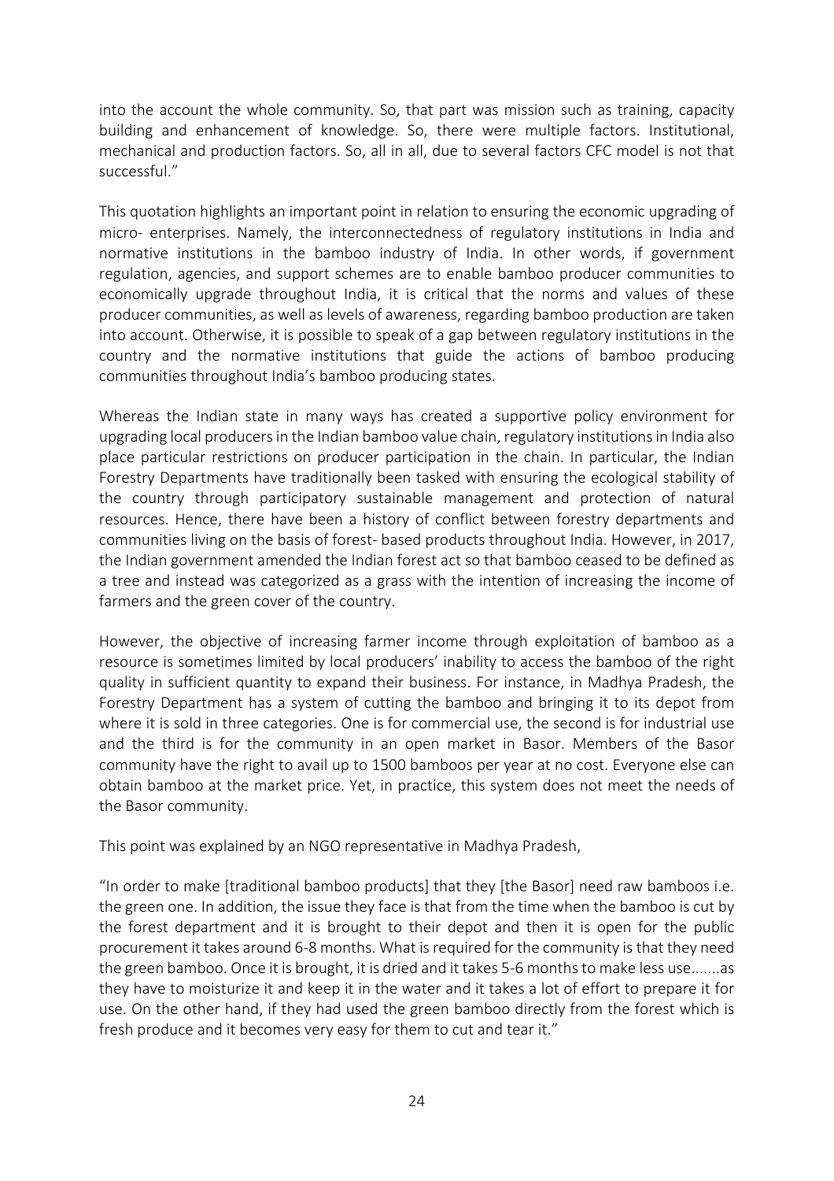into the account the whole community. So, that part was mission such as training, capacity building and enhancement of knowledge. So, there were multiple factors. Institutional, mechanical and production factors. So, all in all, due to several factors CFC model is not that successful."

This quotation highlights an important point in relation to ensuring the economic upgrading of micro- enterprises. Namely, the interconnectedness of regulatory institutions in India and normative institutions in the bamboo industry of India. In other words, if government regulation, agencies, and support schemes are to enable bamboo producer communities to economically upgrade throughout India, it is critical that the norms and values of these producer communities, as well as levels of awareness, regarding bamboo production are taken into account. Otherwise, it is possible to speak of a gap between regulatory institutions in the country and the normative institutions that guide the actions of bamboo producing communities throughout India's bamboo producing states.

Whereas the Indian state in many ways has created a supportive policy environment for upgrading local producers in the Indian bamboo value chain, regulatory institutions in India also place particular restrictions on producer participation in the chain. In particular, the Indian Forestry Departments have traditionally been tasked with ensuring the ecological stability of the country through participatory sustainable management and protection of natural resources. Hence, there have been a history of conflict between forestry departments and communities living on the basis of forest- based products throughout India. However, in 2017, the Indian government amended the Indian forest act so that bamboo ceased to be defined as a tree and instead was categorized as a grass with the intention of increasing the income of farmers and the green cover of the country.

However, the objective of increasing farmer income through exploitation of bamboo as a resource is sometimes limited by local producers' inability to access the bamboo of the right quality in sufficient quantity to expand their business. For instance, in Madhya Pradesh, the Forestry Department has a system of cutting the bamboo and bringing it to its depot from where it is sold in three categories. One is for commercial use, the second is for industrial use and the third is for the community in an open market in Basor. Members of the Basor community have the right to avail up to 1500 bamboos per year at no cost. Everyone else can obtain bamboo at the market price. Yet, in practice, this system does not meet the needs of the Basor community.

This point was explained by an NGO representative in Madhya Pradesh,

"In order to make [traditional bamboo products] that they [the Basor] need raw bamboos i.e. the green one. In addition, the issue they face is that from the time when the bamboo is cut by the forest department and it is brought to their depot and then it is open for the public procurement it takes around 6-8 months. What is required for the community is that they need the green bamboo. Once it is brought, it is dried and it takes 5-6 months to make less use.......as they have to moisturize it and keep it in the water and it takes a lot of effort to prepare it for use. On the other hand, if they had used the green bamboo directly from the forest which is fresh produce and it becomes very easy for them to cut and tear it."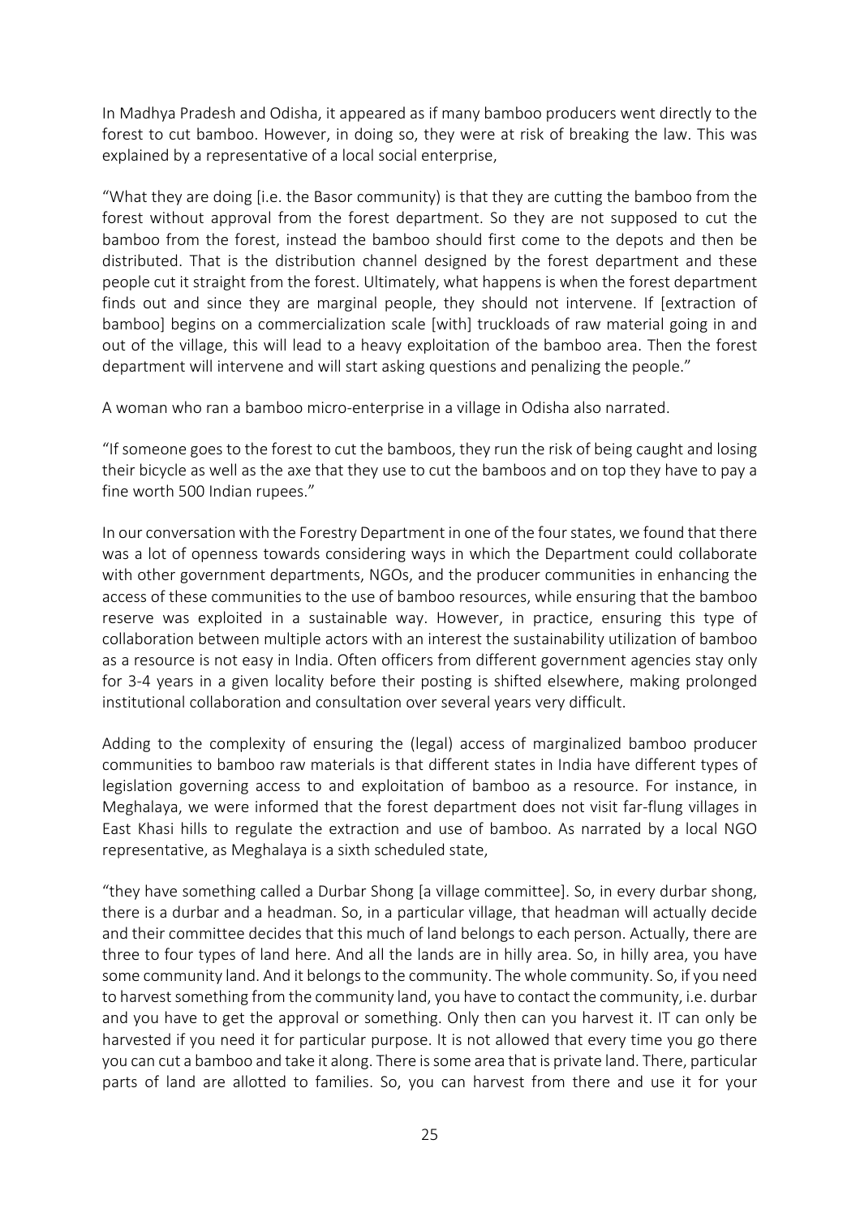In Madhya Pradesh and Odisha, it appeared as if many bamboo producers went directly to the forest to cut bamboo. However, in doing so, they were at risk of breaking the law. This was explained by a representative of a local social enterprise,

"What they are doing [i.e. the Basor community) is that they are cutting the bamboo from the forest without approval from the forest department. So they are not supposed to cut the bamboo from the forest, instead the bamboo should first come to the depots and then be distributed. That is the distribution channel designed by the forest department and these people cut it straight from the forest. Ultimately, what happens is when the forest department finds out and since they are marginal people, they should not intervene. If [extraction of bamboo] begins on a commercialization scale [with] truckloads of raw material going in and out of the village, this will lead to a heavy exploitation of the bamboo area. Then the forest department will intervene and will start asking questions and penalizing the people."

A woman who ran a bamboo micro-enterprise in a village in Odisha also narrated.

"If someone goes to the forest to cut the bamboos, they run the risk of being caught and losing their bicycle as well as the axe that they use to cut the bamboos and on top they have to pay a fine worth 500 Indian rupees."

In our conversation with the Forestry Department in one of the four states, we found that there was a lot of openness towards considering ways in which the Department could collaborate with other government departments, NGOs, and the producer communities in enhancing the access of these communities to the use of bamboo resources, while ensuring that the bamboo reserve was exploited in a sustainable way. However, in practice, ensuring this type of collaboration between multiple actors with an interest the sustainability utilization of bamboo as a resource is not easy in India. Often officers from different government agencies stay only for 3-4 years in a given locality before their posting is shifted elsewhere, making prolonged institutional collaboration and consultation over several years very difficult.

Adding to the complexity of ensuring the (legal) access of marginalized bamboo producer communities to bamboo raw materials is that different states in India have different types of legislation governing access to and exploitation of bamboo as a resource. For instance, in Meghalaya, we were informed that the forest department does not visit far-flung villages in East Khasi hills to regulate the extraction and use of bamboo. As narrated by a local NGO representative, as Meghalaya is a sixth scheduled state,

"they have something called a Durbar Shong [a village committee]. So, in every durbar shong, there is a durbar and a headman. So, in a particular village, that headman will actually decide and their committee decides that this much of land belongs to each person. Actually, there are three to four types of land here. And all the lands are in hilly area. So, in hilly area, you have some community land. And it belongs to the community. The whole community. So, if you need to harvest something from the community land, you have to contact the community, i.e. durbar and you have to get the approval or something. Only then can you harvest it. IT can only be harvested if you need it for particular purpose. It is not allowed that every time you go there you can cut a bamboo and take it along. There is some area that is private land. There, particular parts of land are allotted to families. So, you can harvest from there and use it for your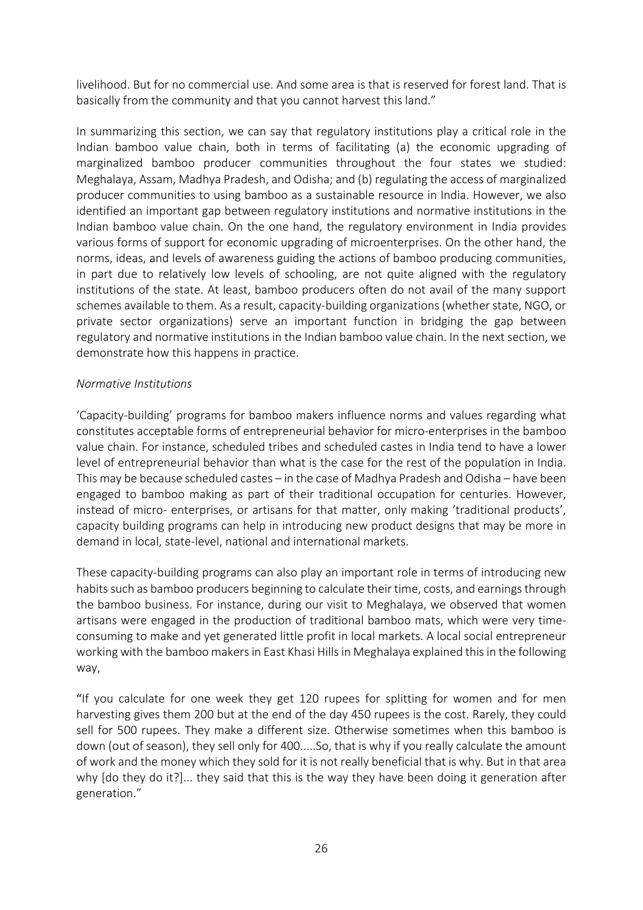livelihood. But for no commercial use. And some area is that is reserved for forest land. That is basically from the community and that you cannot harvest this land."

In summarizing this section, we can say that regulatory institutions play a critical role in the Indian bamboo value chain, both in terms of facilitating (a) the economic upgrading of marginalized bamboo producer communities throughout the four states we studied: Meghalaya, Assam, Madhya Pradesh, and Odisha; and (b) regulating the access of marginalized producer communities to using bamboo as a sustainable resource in India. However, we also identified an important gap between regulatory institutions and normative institutions in the Indian bamboo value chain. On the one hand, the regulatory environment in India provides various forms of support for economic upgrading of microenterprises. On the other hand, the norms, ideas, and levels of awareness guiding the actions of bamboo producing communities, in part due to relatively low levels of schooling, are not quite aligned with the regulatory institutions of the state. At least, bamboo producers often do not avail of the many support schemes available to them. As a result, capacity-building organizations (whether state, NGO, or private sector organizations) serve an important function in bridging the gap between regulatory and normative institutions in the Indian bamboo value chain. In the next section, we demonstrate how this happens in practice.

*Normative Institutions*

'Capacity-building' programs for bamboo makers influence norms and values regarding what constitutes acceptable forms of entrepreneurial behavior for micro-enterprises in the bamboo value chain. For instance, scheduled tribes and scheduled castes in India tend to have a lower level of entrepreneurial behavior than what is the case for the rest of the population in India. This may be because scheduled castes – in the case of Madhya Pradesh and Odisha – have been engaged to bamboo making as part of their traditional occupation for centuries. However, instead of micro- enterprises, or artisans for that matter, only making 'traditional products', capacity building programs can help in introducing new product designs that may be more in demand in local, state-level, national and international markets.

These capacity-building programs can also play an important role in terms of introducing new habits such as bamboo producers beginning to calculate their time, costs, and earnings through the bamboo business. For instance, during our visit to Meghalaya, we observed that women artisans were engaged in the production of traditional bamboo mats, which were very time-consuming to make and yet generated little profit in local markets. A local social entrepreneur working with the bamboo makers in East Khasi Hills in Meghalaya explained this in the following way,

"If you calculate for one week they get 120 rupees for splitting for women and for men harvesting gives them 200 but at the end of the day 450 rupees is the cost. Rarely, they could sell for 500 rupees. They make a different size. Otherwise sometimes when this bamboo is down (out of season), they sell only for 400.....So, that is why if you really calculate the amount of work and the money which they sold for it is not really beneficial that is why. But in that area why [do they do it?]... they said that this is the way they have been doing it generation after generation."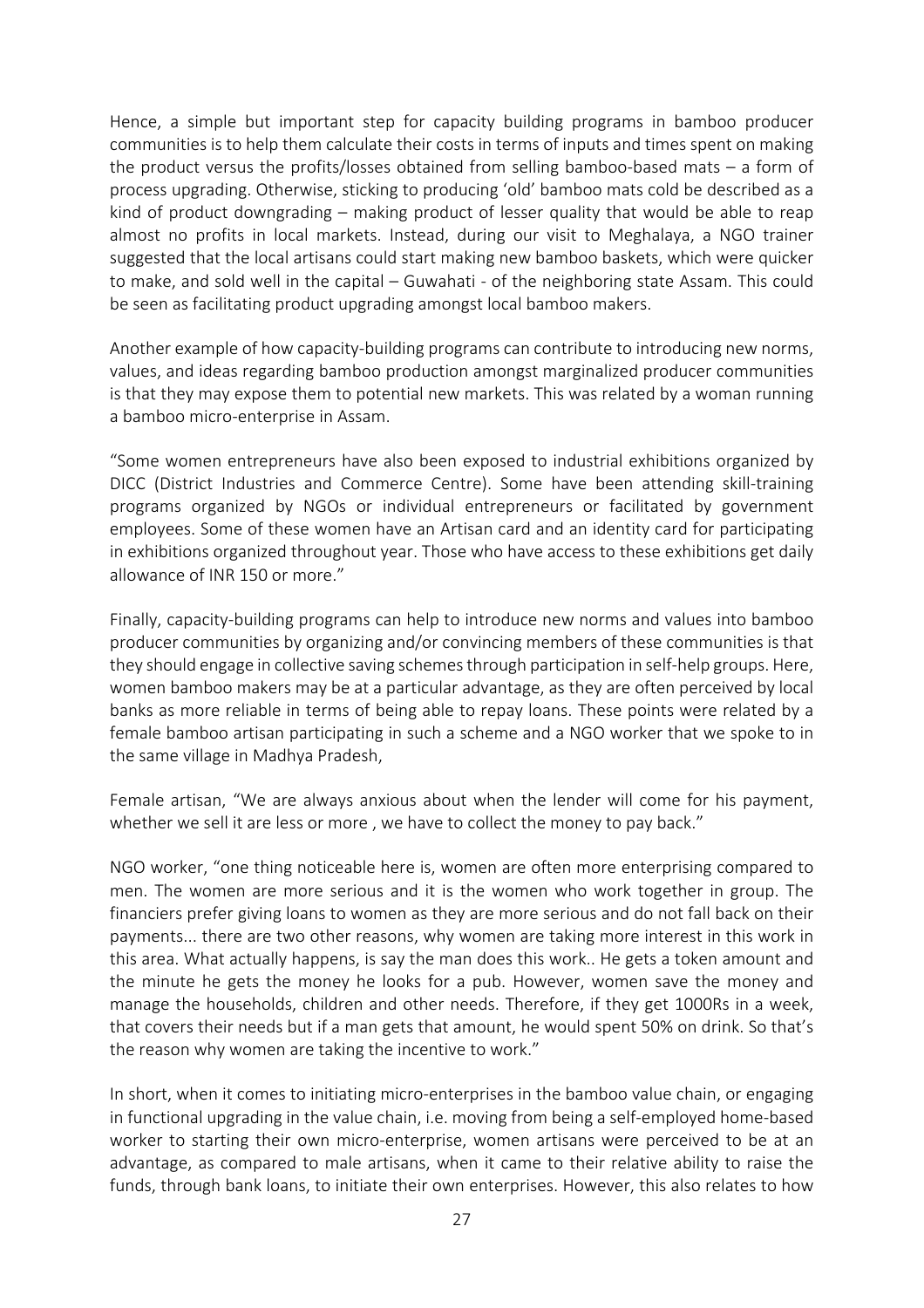Hence, a simple but important step for capacity building programs in bamboo producer communities is to help them calculate their costs in terms of inputs and times spent on making the product versus the profits/losses obtained from selling bamboo-based mats – a form of process upgrading. Otherwise, sticking to producing 'old' bamboo mats cold be described as a kind of product downgrading – making product of lesser quality that would be able to reap almost no profits in local markets. Instead, during our visit to Meghalaya, a NGO trainer suggested that the local artisans could start making new bamboo baskets, which were quicker to make, and sold well in the capital – Guwahati - of the neighboring state Assam. This could be seen as facilitating product upgrading amongst local bamboo makers.

Another example of how capacity-building programs can contribute to introducing new norms, values, and ideas regarding bamboo production amongst marginalized producer communities is that they may expose them to potential new markets. This was related by a woman running a bamboo micro-enterprise in Assam.

"Some women entrepreneurs have also been exposed to industrial exhibitions organized by DICC (District Industries and Commerce Centre). Some have been attending skill-training programs organized by NGOs or individual entrepreneurs or facilitated by government employees. Some of these women have an Artisan card and an identity card for participating in exhibitions organized throughout year. Those who have access to these exhibitions get daily allowance of INR 150 or more."

Finally, capacity-building programs can help to introduce new norms and values into bamboo producer communities by organizing and/or convincing members of these communities is that they should engage in collective saving schemes through participation in self-help groups. Here, women bamboo makers may be at a particular advantage, as they are often perceived by local banks as more reliable in terms of being able to repay loans. These points were related by a female bamboo artisan participating in such a scheme and a NGO worker that we spoke to in the same village in Madhya Pradesh,

Female artisan, "We are always anxious about when the lender will come for his payment, whether we sell it are less or more , we have to collect the money to pay back."

NGO worker, "one thing noticeable here is, women are often more enterprising compared to men. The women are more serious and it is the women who work together in group. The financiers prefer giving loans to women as they are more serious and do not fall back on their payments... there are two other reasons, why women are taking more interest in this work in this area. What actually happens, is say the man does this work.. He gets a token amount and the minute he gets the money he looks for a pub. However, women save the money and manage the households, children and other needs. Therefore, if they get 1000Rs in a week, that covers their needs but if a man gets that amount, he would spent 50% on drink. So that's the reason why women are taking the incentive to work."

In short, when it comes to initiating micro-enterprises in the bamboo value chain, or engaging in functional upgrading in the value chain, i.e. moving from being a self-employed home-based worker to starting their own micro-enterprise, women artisans were perceived to be at an advantage, as compared to male artisans, when it came to their relative ability to raise the funds, through bank loans, to initiate their own enterprises. However, this also relates to how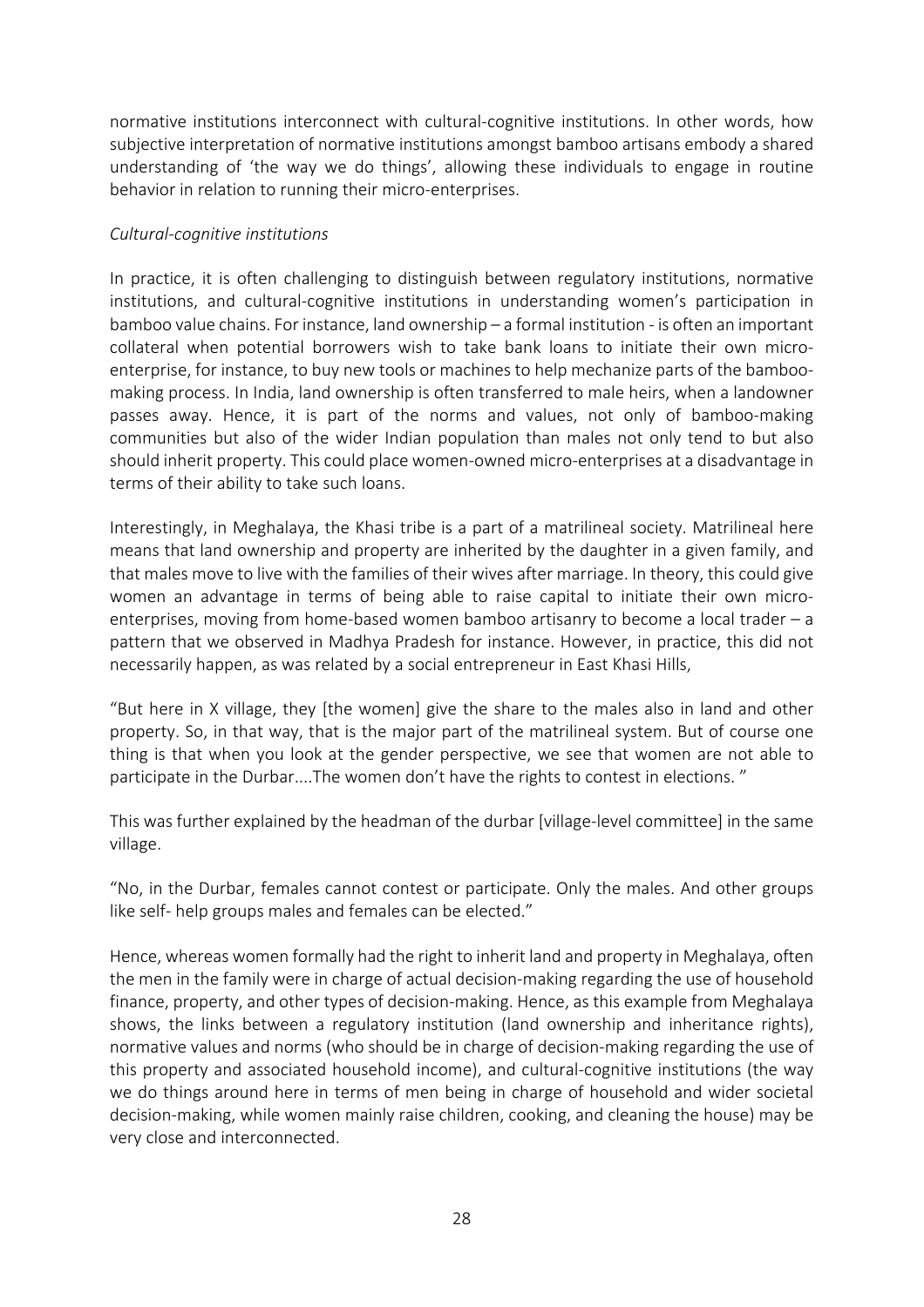normative institutions interconnect with cultural-cognitive institutions. In other words, how subjective interpretation of normative institutions amongst bamboo artisans embody a shared understanding of 'the way we do things', allowing these individuals to engage in routine behavior in relation to running their micro-enterprises.

*Cultural-cognitive institutions*

In practice, it is often challenging to distinguish between regulatory institutions, normative institutions, and cultural-cognitive institutions in understanding women's participation in bamboo value chains. For instance, land ownership – a formal institution - is often an important collateral when potential borrowers wish to take bank loans to initiate their own micro-enterprise, for instance, to buy new tools or machines to help mechanize parts of the bamboo-making process. In India, land ownership is often transferred to male heirs, when a landowner passes away. Hence, it is part of the norms and values, not only of bamboo-making communities but also of the wider Indian population than males not only tend to but also should inherit property. This could place women-owned micro-enterprises at a disadvantage in terms of their ability to take such loans.

Interestingly, in Meghalaya, the Khasi tribe is a part of a matrilineal society. Matrilineal here means that land ownership and property are inherited by the daughter in a given family, and that males move to live with the families of their wives after marriage. In theory, this could give women an advantage in terms of being able to raise capital to initiate their own micro-enterprises, moving from home-based women bamboo artisanry to become a local trader – a pattern that we observed in Madhya Pradesh for instance. However, in practice, this did not necessarily happen, as was related by a social entrepreneur in East Khasi Hills,

"But here in X village, they [the women] give the share to the males also in land and other property. So, in that way, that is the major part of the matrilineal system. But of course one thing is that when you look at the gender perspective, we see that women are not able to participate in the Durbar....The women don't have the rights to contest in elections. "

This was further explained by the headman of the durbar [village-level committee] in the same village.

"No, in the Durbar, females cannot contest or participate. Only the males. And other groups like self- help groups males and females can be elected."

Hence, whereas women formally had the right to inherit land and property in Meghalaya, often the men in the family were in charge of actual decision-making regarding the use of household finance, property, and other types of decision-making. Hence, as this example from Meghalaya shows, the links between a regulatory institution (land ownership and inheritance rights), normative values and norms (who should be in charge of decision-making regarding the use of this property and associated household income), and cultural-cognitive institutions (the way we do things around here in terms of men being in charge of household and wider societal decision-making, while women mainly raise children, cooking, and cleaning the house) may be very close and interconnected.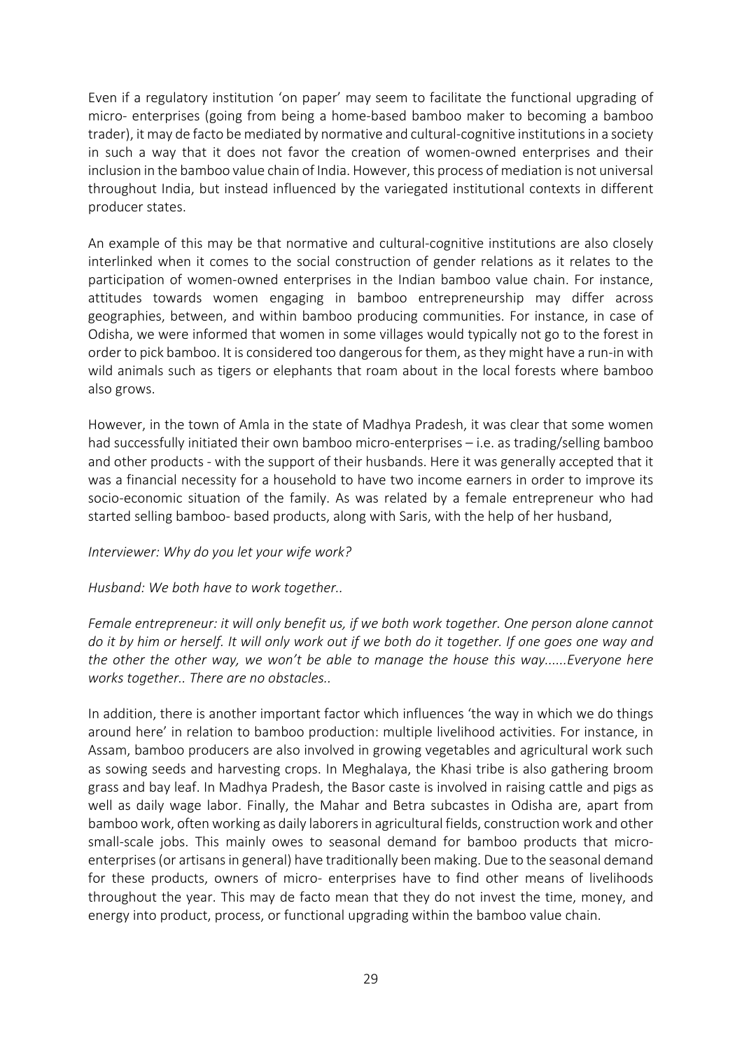Even if a regulatory institution 'on paper' may seem to facilitate the functional upgrading of micro- enterprises (going from being a home-based bamboo maker to becoming a bamboo trader), it may de facto be mediated by normative and cultural-cognitive institutions in a society in such a way that it does not favor the creation of women-owned enterprises and their inclusion in the bamboo value chain of India. However, this process of mediation is not universal throughout India, but instead influenced by the variegated institutional contexts in different producer states.

An example of this may be that normative and cultural-cognitive institutions are also closely interlinked when it comes to the social construction of gender relations as it relates to the participation of women-owned enterprises in the Indian bamboo value chain. For instance, attitudes towards women engaging in bamboo entrepreneurship may differ across geographies, between, and within bamboo producing communities. For instance, in case of Odisha, we were informed that women in some villages would typically not go to the forest in order to pick bamboo. It is considered too dangerous for them, as they might have a run-in with wild animals such as tigers or elephants that roam about in the local forests where bamboo also grows.

However, in the town of Amla in the state of Madhya Pradesh, it was clear that some women had successfully initiated their own bamboo micro-enterprises – i.e. as trading/selling bamboo and other products - with the support of their husbands. Here it was generally accepted that it was a financial necessity for a household to have two income earners in order to improve its socio-economic situation of the family. As was related by a female entrepreneur who had started selling bamboo- based products, along with Saris, with the help of her husband,

*Interviewer: Why do you let your wife work?*

*Husband: We both have to work together..*

*Female entrepreneur: it will only benefit us, if we both work together. One person alone cannot do it by him or herself. It will only work out if we both do it together. If one goes one way and the other the other way, we won't be able to manage the house this way......Everyone here works together.. There are no obstacles..*

In addition, there is another important factor which influences 'the way in which we do things around here' in relation to bamboo production: multiple livelihood activities. For instance, in Assam, bamboo producers are also involved in growing vegetables and agricultural work such as sowing seeds and harvesting crops. In Meghalaya, the Khasi tribe is also gathering broom grass and bay leaf. In Madhya Pradesh, the Basor caste is involved in raising cattle and pigs as well as daily wage labor. Finally, the Mahar and Betra subcastes in Odisha are, apart from bamboo work, often working as daily laborers in agricultural fields, construction work and other small-scale jobs. This mainly owes to seasonal demand for bamboo products that micro-enterprises (or artisans in general) have traditionally been making. Due to the seasonal demand for these products, owners of micro- enterprises have to find other means of livelihoods throughout the year. This may de facto mean that they do not invest the time, money, and energy into product, process, or functional upgrading within the bamboo value chain.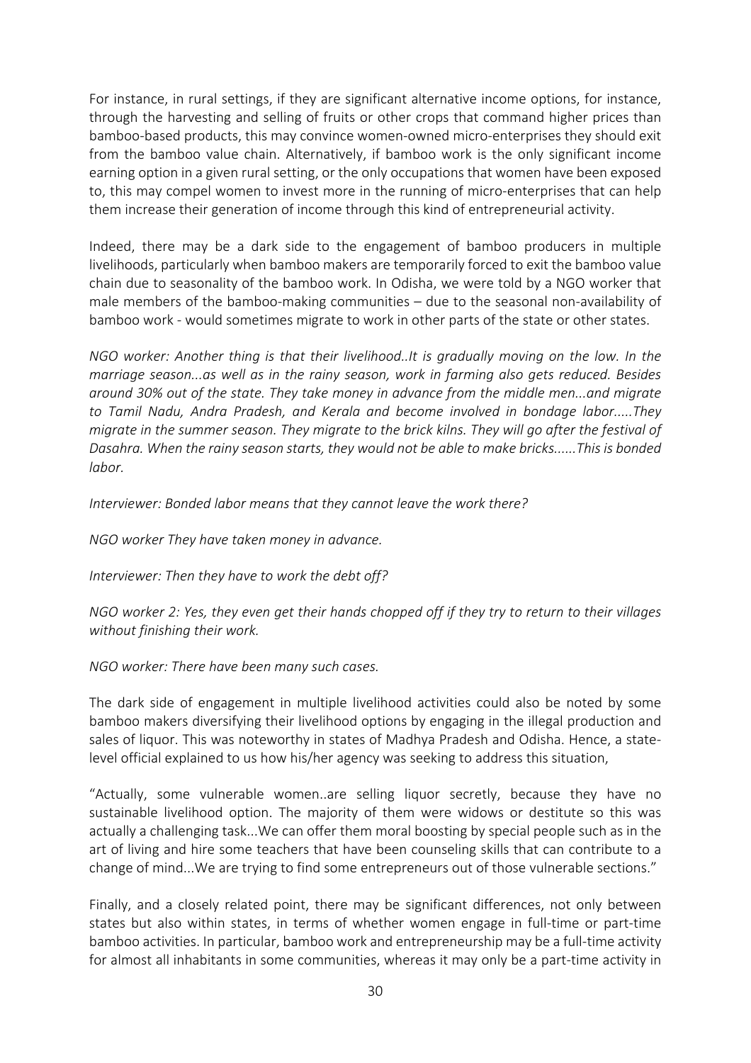For instance, in rural settings, if they are significant alternative income options, for instance, through the harvesting and selling of fruits or other crops that command higher prices than bamboo-based products, this may convince women-owned micro-enterprises they should exit from the bamboo value chain. Alternatively, if bamboo work is the only significant income earning option in a given rural setting, or the only occupations that women have been exposed to, this may compel women to invest more in the running of micro-enterprises that can help them increase their generation of income through this kind of entrepreneurial activity.

Indeed, there may be a dark side to the engagement of bamboo producers in multiple livelihoods, particularly when bamboo makers are temporarily forced to exit the bamboo value chain due to seasonality of the bamboo work. In Odisha, we were told by a NGO worker that male members of the bamboo-making communities – due to the seasonal non-availability of bamboo work - would sometimes migrate to work in other parts of the state or other states.

*NGO worker: Another thing is that their livelihood..It is gradually moving on the low. In the marriage season...as well as in the rainy season, work in farming also gets reduced. Besides around 30% out of the state. They take money in advance from the middle men...and migrate to Tamil Nadu, Andra Pradesh, and Kerala and become involved in bondage labor.....They migrate in the summer season. They migrate to the brick kilns. They will go after the festival of Dasahra. When the rainy season starts, they would not be able to make bricks......This is bonded labor.*

*Interviewer: Bonded labor means that they cannot leave the work there?*

*NGO worker They have taken money in advance.*

*Interviewer: Then they have to work the debt off?*

*NGO worker 2: Yes, they even get their hands chopped off if they try to return to their villages without finishing their work.*

*NGO worker: There have been many such cases.*

The dark side of engagement in multiple livelihood activities could also be noted by some bamboo makers diversifying their livelihood options by engaging in the illegal production and sales of liquor. This was noteworthy in states of Madhya Pradesh and Odisha. Hence, a state-level official explained to us how his/her agency was seeking to address this situation,

"Actually, some vulnerable women..are selling liquor secretly, because they have no sustainable livelihood option. The majority of them were widows or destitute so this was actually a challenging task...We can offer them moral boosting by special people such as in the art of living and hire some teachers that have been counseling skills that can contribute to a change of mind...We are trying to find some entrepreneurs out of those vulnerable sections."

Finally, and a closely related point, there may be significant differences, not only between states but also within states, in terms of whether women engage in full-time or part-time bamboo activities. In particular, bamboo work and entrepreneurship may be a full-time activity for almost all inhabitants in some communities, whereas it may only be a part-time activity in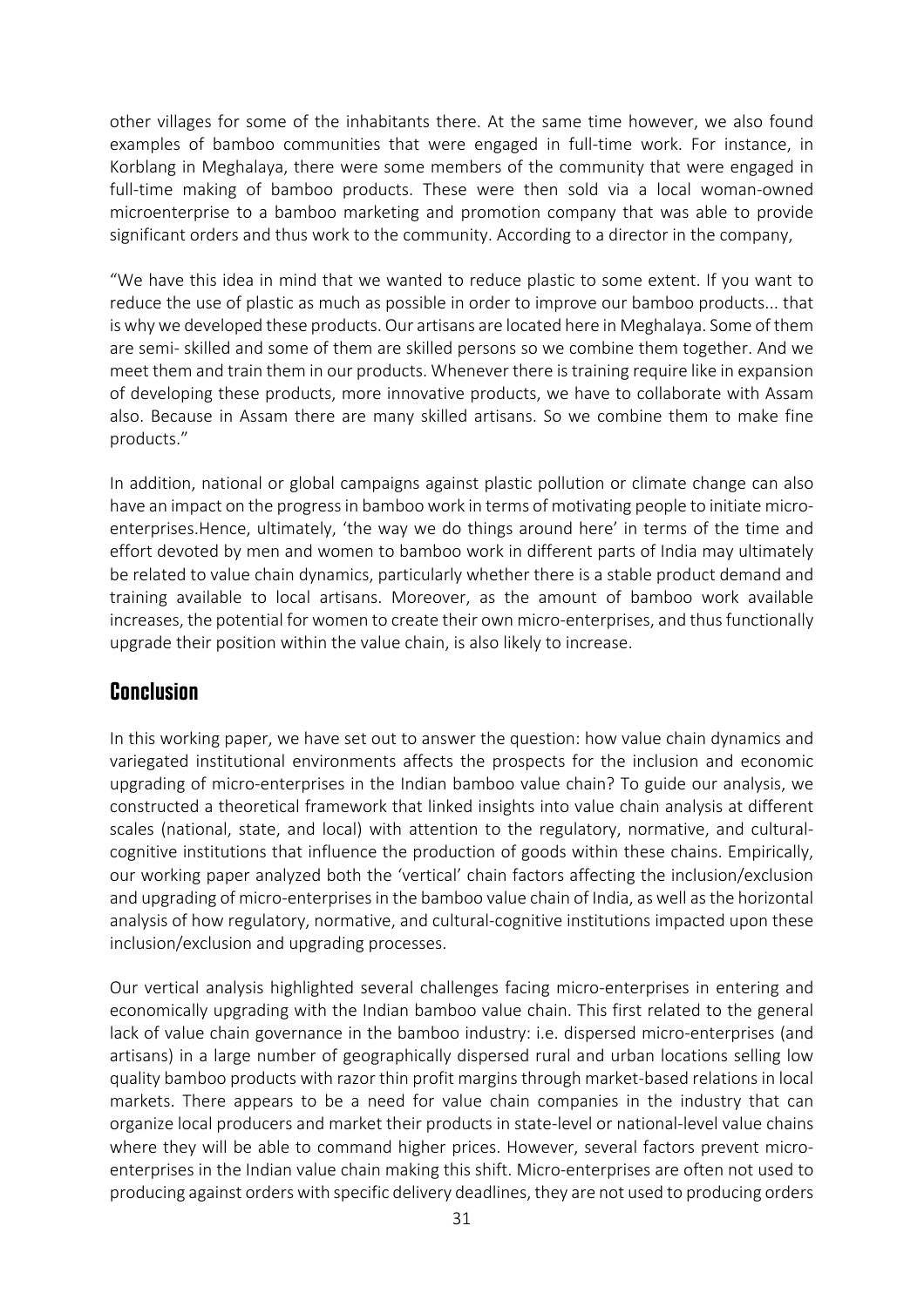other villages for some of the inhabitants there. At the same time however, we also found examples of bamboo communities that were engaged in full-time work. For instance, in Korblang in Meghalaya, there were some members of the community that were engaged in full-time making of bamboo products. These were then sold via a local woman-owned microenterprise to a bamboo marketing and promotion company that was able to provide significant orders and thus work to the community. According to a director in the company,

"We have this idea in mind that we wanted to reduce plastic to some extent. If you want to reduce the use of plastic as much as possible in order to improve our bamboo products... that is why we developed these products. Our artisans are located here in Meghalaya. Some of them are semi- skilled and some of them are skilled persons so we combine them together. And we meet them and train them in our products. Whenever there is training require like in expansion of developing these products, more innovative products, we have to collaborate with Assam also. Because in Assam there are many skilled artisans. So we combine them to make fine products."

In addition, national or global campaigns against plastic pollution or climate change can also have an impact on the progress in bamboo work in terms of motivating people to initiate micro-enterprises.Hence, ultimately, 'the way we do things around here' in terms of the time and effort devoted by men and women to bamboo work in different parts of India may ultimately be related to value chain dynamics, particularly whether there is a stable product demand and training available to local artisans. Moreover, as the amount of bamboo work available increases, the potential for women to create their own micro-enterprises, and thus functionally upgrade their position within the value chain, is also likely to increase.

## Conclusion

In this working paper, we have set out to answer the question: how value chain dynamics and variegated institutional environments affects the prospects for the inclusion and economic upgrading of micro-enterprises in the Indian bamboo value chain? To guide our analysis, we constructed a theoretical framework that linked insights into value chain analysis at different scales (national, state, and local) with attention to the regulatory, normative, and cultural-cognitive institutions that influence the production of goods within these chains. Empirically, our working paper analyzed both the 'vertical' chain factors affecting the inclusion/exclusion and upgrading of micro-enterprises in the bamboo value chain of India, as well as the horizontal analysis of how regulatory, normative, and cultural-cognitive institutions impacted upon these inclusion/exclusion and upgrading processes.

Our vertical analysis highlighted several challenges facing micro-enterprises in entering and economically upgrading with the Indian bamboo value chain. This first related to the general lack of value chain governance in the bamboo industry: i.e. dispersed micro-enterprises (and artisans) in a large number of geographically dispersed rural and urban locations selling low quality bamboo products with razor thin profit margins through market-based relations in local markets. There appears to be a need for value chain companies in the industry that can organize local producers and market their products in state-level or national-level value chains where they will be able to command higher prices. However, several factors prevent micro-enterprises in the Indian value chain making this shift. Micro-enterprises are often not used to producing against orders with specific delivery deadlines, they are not used to producing orders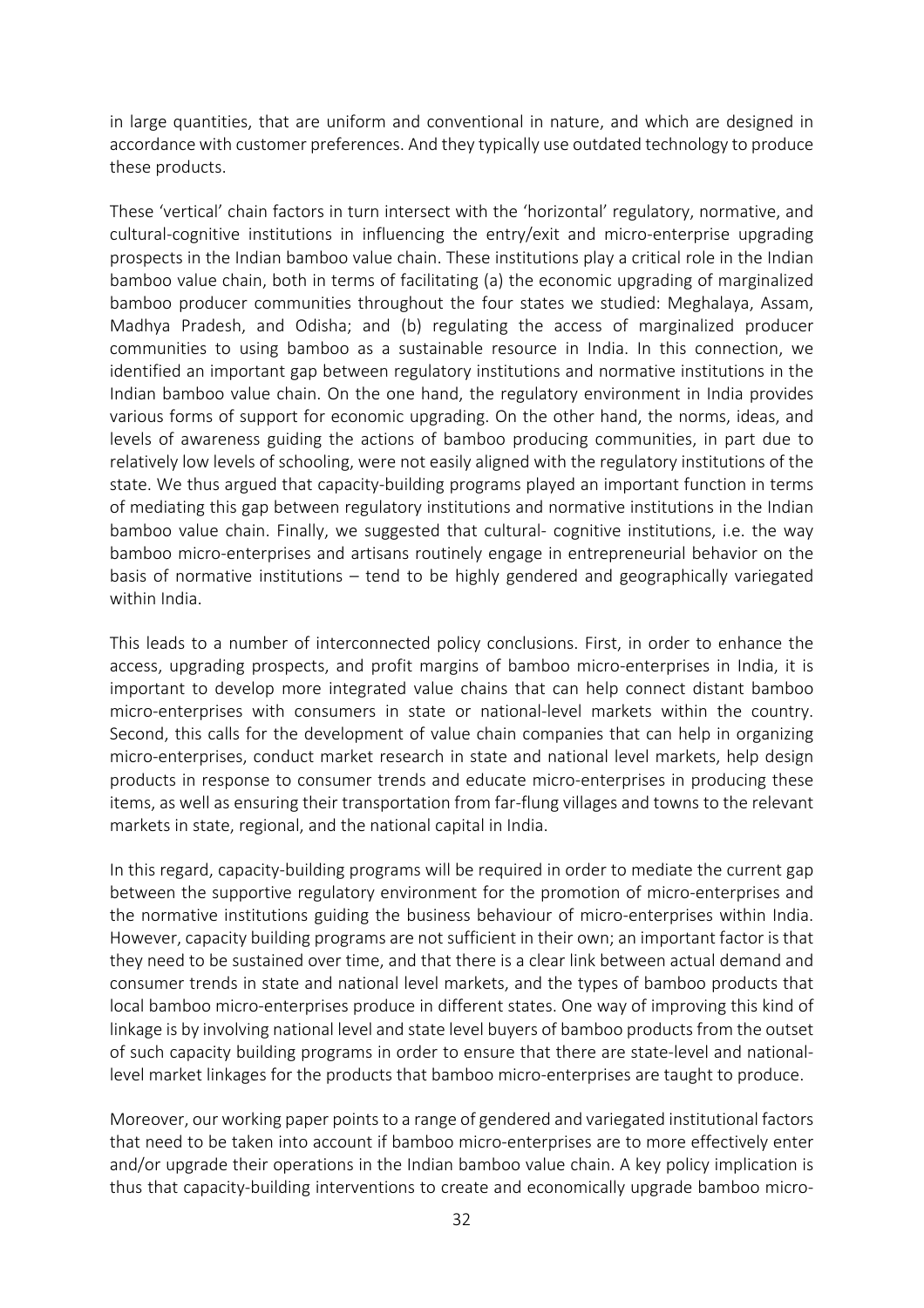in large quantities, that are uniform and conventional in nature, and which are designed in accordance with customer preferences. And they typically use outdated technology to produce these products.

These 'vertical' chain factors in turn intersect with the 'horizontal' regulatory, normative, and cultural-cognitive institutions in influencing the entry/exit and micro-enterprise upgrading prospects in the Indian bamboo value chain. These institutions play a critical role in the Indian bamboo value chain, both in terms of facilitating (a) the economic upgrading of marginalized bamboo producer communities throughout the four states we studied: Meghalaya, Assam, Madhya Pradesh, and Odisha; and (b) regulating the access of marginalized producer communities to using bamboo as a sustainable resource in India. In this connection, we identified an important gap between regulatory institutions and normative institutions in the Indian bamboo value chain. On the one hand, the regulatory environment in India provides various forms of support for economic upgrading. On the other hand, the norms, ideas, and levels of awareness guiding the actions of bamboo producing communities, in part due to relatively low levels of schooling, were not easily aligned with the regulatory institutions of the state. We thus argued that capacity-building programs played an important function in terms of mediating this gap between regulatory institutions and normative institutions in the Indian bamboo value chain. Finally, we suggested that cultural- cognitive institutions, i.e. the way bamboo micro-enterprises and artisans routinely engage in entrepreneurial behavior on the basis of normative institutions – tend to be highly gendered and geographically variegated within India.

This leads to a number of interconnected policy conclusions. First, in order to enhance the access, upgrading prospects, and profit margins of bamboo micro-enterprises in India, it is important to develop more integrated value chains that can help connect distant bamboo micro-enterprises with consumers in state or national-level markets within the country. Second, this calls for the development of value chain companies that can help in organizing micro-enterprises, conduct market research in state and national level markets, help design products in response to consumer trends and educate micro-enterprises in producing these items, as well as ensuring their transportation from far-flung villages and towns to the relevant markets in state, regional, and the national capital in India.

In this regard, capacity-building programs will be required in order to mediate the current gap between the supportive regulatory environment for the promotion of micro-enterprises and the normative institutions guiding the business behaviour of micro-enterprises within India. However, capacity building programs are not sufficient in their own; an important factor is that they need to be sustained over time, and that there is a clear link between actual demand and consumer trends in state and national level markets, and the types of bamboo products that local bamboo micro-enterprises produce in different states. One way of improving this kind of linkage is by involving national level and state level buyers of bamboo products from the outset of such capacity building programs in order to ensure that there are state-level and national-level market linkages for the products that bamboo micro-enterprises are taught to produce.

Moreover, our working paper points to a range of gendered and variegated institutional factors that need to be taken into account if bamboo micro-enterprises are to more effectively enter and/or upgrade their operations in the Indian bamboo value chain. A key policy implication is thus that capacity-building interventions to create and economically upgrade bamboo micro-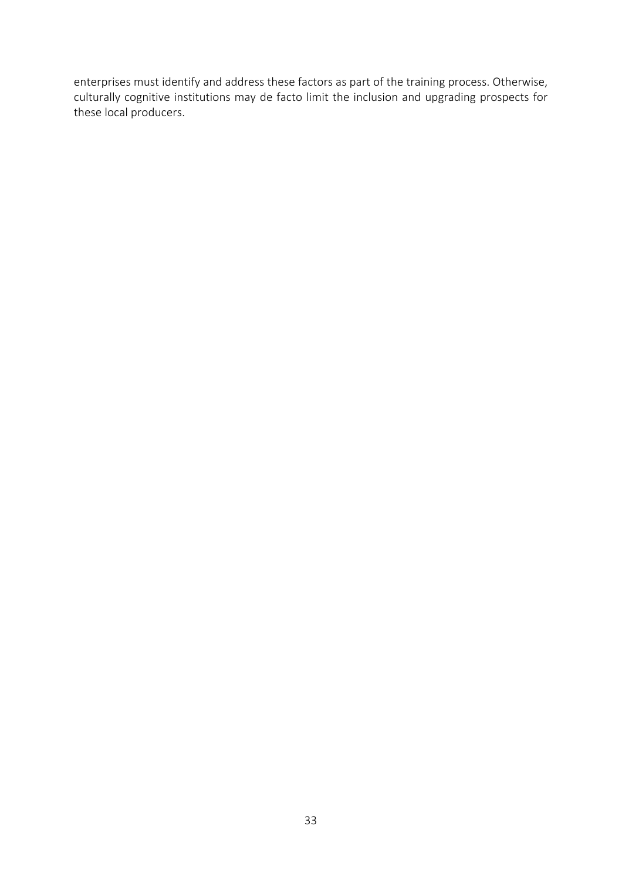enterprises must identify and address these factors as part of the training process. Otherwise, culturally cognitive institutions may de facto limit the inclusion and upgrading prospects for these local producers.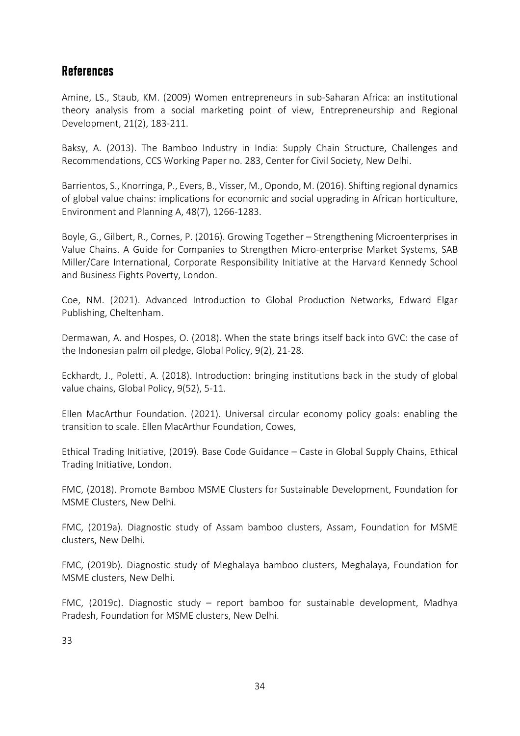## References

Amine, LS., Staub, KM. (2009) Women entrepreneurs in sub-Saharan Africa: an institutional theory analysis from a social marketing point of view, Entrepreneurship and Regional Development, 21(2), 183-211.

Baksy, A. (2013). The Bamboo Industry in India: Supply Chain Structure, Challenges and Recommendations, CCS Working Paper no. 283, Center for Civil Society, New Delhi.

Barrientos, S., Knorringa, P., Evers, B., Visser, M., Opondo, M. (2016). Shifting regional dynamics of global value chains: implications for economic and social upgrading in African horticulture, Environment and Planning A, 48(7), 1266-1283.

Boyle, G., Gilbert, R., Cornes, P. (2016). Growing Together – Strengthening Microenterprises in Value Chains. A Guide for Companies to Strengthen Micro-enterprise Market Systems, SAB Miller/Care International, Corporate Responsibility Initiative at the Harvard Kennedy School and Business Fights Poverty, London.

Coe, NM. (2021). Advanced Introduction to Global Production Networks, Edward Elgar Publishing, Cheltenham.

Dermawan, A. and Hospes, O. (2018). When the state brings itself back into GVC: the case of the Indonesian palm oil pledge, Global Policy, 9(2), 21-28.

Eckhardt, J., Poletti, A. (2018). Introduction: bringing institutions back in the study of global value chains, Global Policy, 9(52), 5-11.

Ellen MacArthur Foundation. (2021). Universal circular economy policy goals: enabling the transition to scale. Ellen MacArthur Foundation, Cowes,

Ethical Trading Initiative, (2019). Base Code Guidance – Caste in Global Supply Chains, Ethical Trading Initiative, London.

FMC, (2018). Promote Bamboo MSME Clusters for Sustainable Development, Foundation for MSME Clusters, New Delhi.

FMC, (2019a). Diagnostic study of Assam bamboo clusters, Assam, Foundation for MSME clusters, New Delhi.

FMC, (2019b). Diagnostic study of Meghalaya bamboo clusters, Meghalaya, Foundation for MSME clusters, New Delhi.

FMC, (2019c). Diagnostic study – report bamboo for sustainable development, Madhya Pradesh, Foundation for MSME clusters, New Delhi.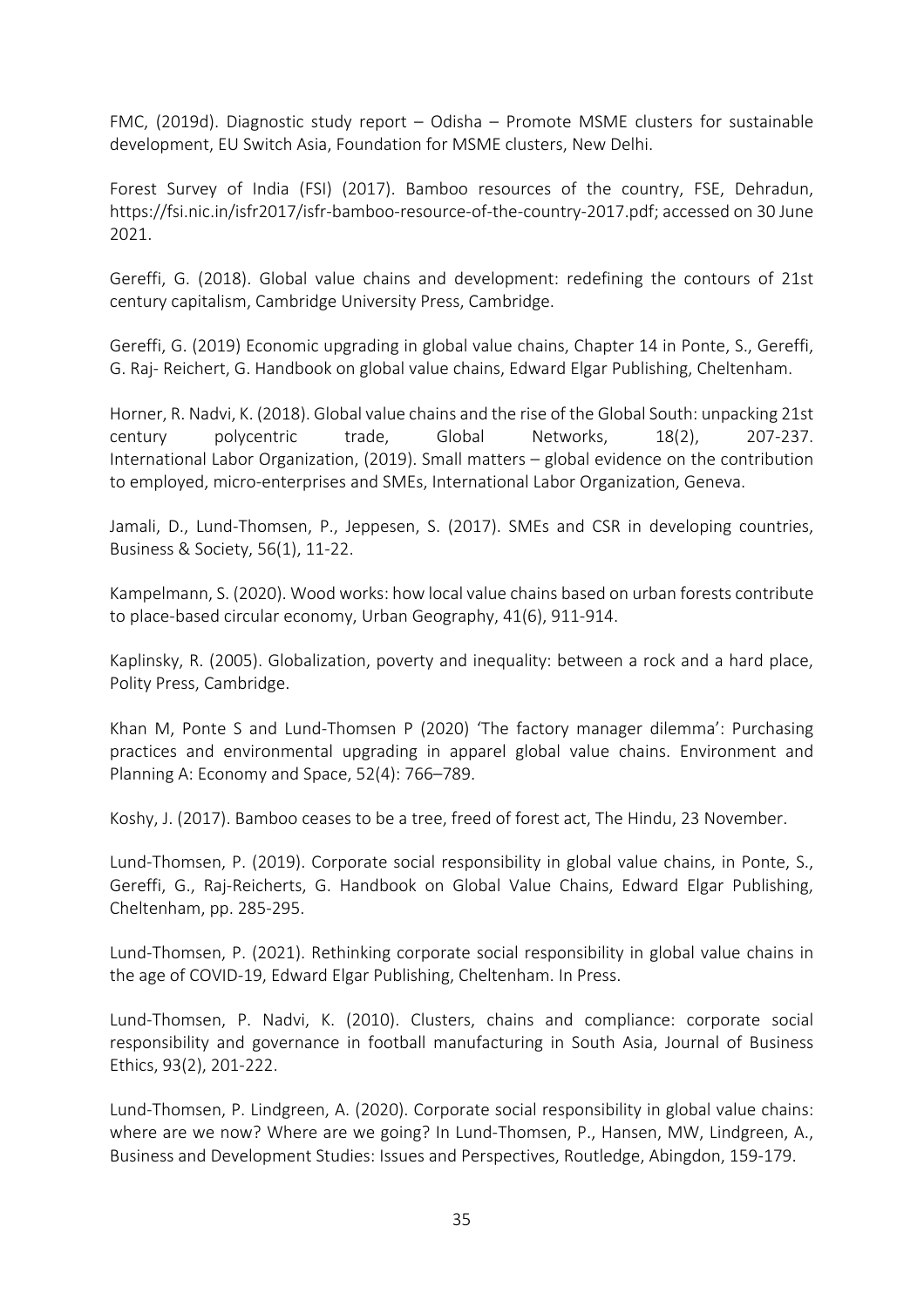FMC, (2019d). Diagnostic study report – Odisha – Promote MSME clusters for sustainable development, EU Switch Asia, Foundation for MSME clusters, New Delhi.

Forest Survey of India (FSI) (2017). Bamboo resources of the country, FSE, Dehradun, https://fsi.nic.in/isfr2017/isfr-bamboo-resource-of-the-country-2017.pdf; accessed on 30 June 2021.

Gereffi, G. (2018). Global value chains and development: redefining the contours of 21st century capitalism, Cambridge University Press, Cambridge.

Gereffi, G. (2019) Economic upgrading in global value chains, Chapter 14 in Ponte, S., Gereffi, G. Raj- Reichert, G. Handbook on global value chains, Edward Elgar Publishing, Cheltenham.

Horner, R. Nadvi, K. (2018). Global value chains and the rise of the Global South: unpacking 21st century polycentric trade, Global Networks, 18(2), 207-237. International Labor Organization, (2019). Small matters – global evidence on the contribution to employed, micro-enterprises and SMEs, International Labor Organization, Geneva.

Jamali, D., Lund-Thomsen, P., Jeppesen, S. (2017). SMEs and CSR in developing countries, Business & Society, 56(1), 11-22.

Kampelmann, S. (2020). Wood works: how local value chains based on urban forests contribute to place-based circular economy, Urban Geography, 41(6), 911-914.

Kaplinsky, R. (2005). Globalization, poverty and inequality: between a rock and a hard place, Polity Press, Cambridge.

Khan M, Ponte S and Lund-Thomsen P (2020) 'The factory manager dilemma': Purchasing practices and environmental upgrading in apparel global value chains. Environment and Planning A: Economy and Space, 52(4): 766–789.

Koshy, J. (2017). Bamboo ceases to be a tree, freed of forest act, The Hindu, 23 November.

Lund-Thomsen, P. (2019). Corporate social responsibility in global value chains, in Ponte, S., Gereffi, G., Raj-Reicherts, G. Handbook on Global Value Chains, Edward Elgar Publishing, Cheltenham, pp. 285-295.

Lund-Thomsen, P. (2021). Rethinking corporate social responsibility in global value chains in the age of COVID-19, Edward Elgar Publishing, Cheltenham. In Press.

Lund-Thomsen, P. Nadvi, K. (2010). Clusters, chains and compliance: corporate social responsibility and governance in football manufacturing in South Asia, Journal of Business Ethics, 93(2), 201-222.

Lund-Thomsen, P. Lindgreen, A. (2020). Corporate social responsibility in global value chains: where are we now? Where are we going? In Lund-Thomsen, P., Hansen, MW, Lindgreen, A., Business and Development Studies: Issues and Perspectives, Routledge, Abingdon, 159-179.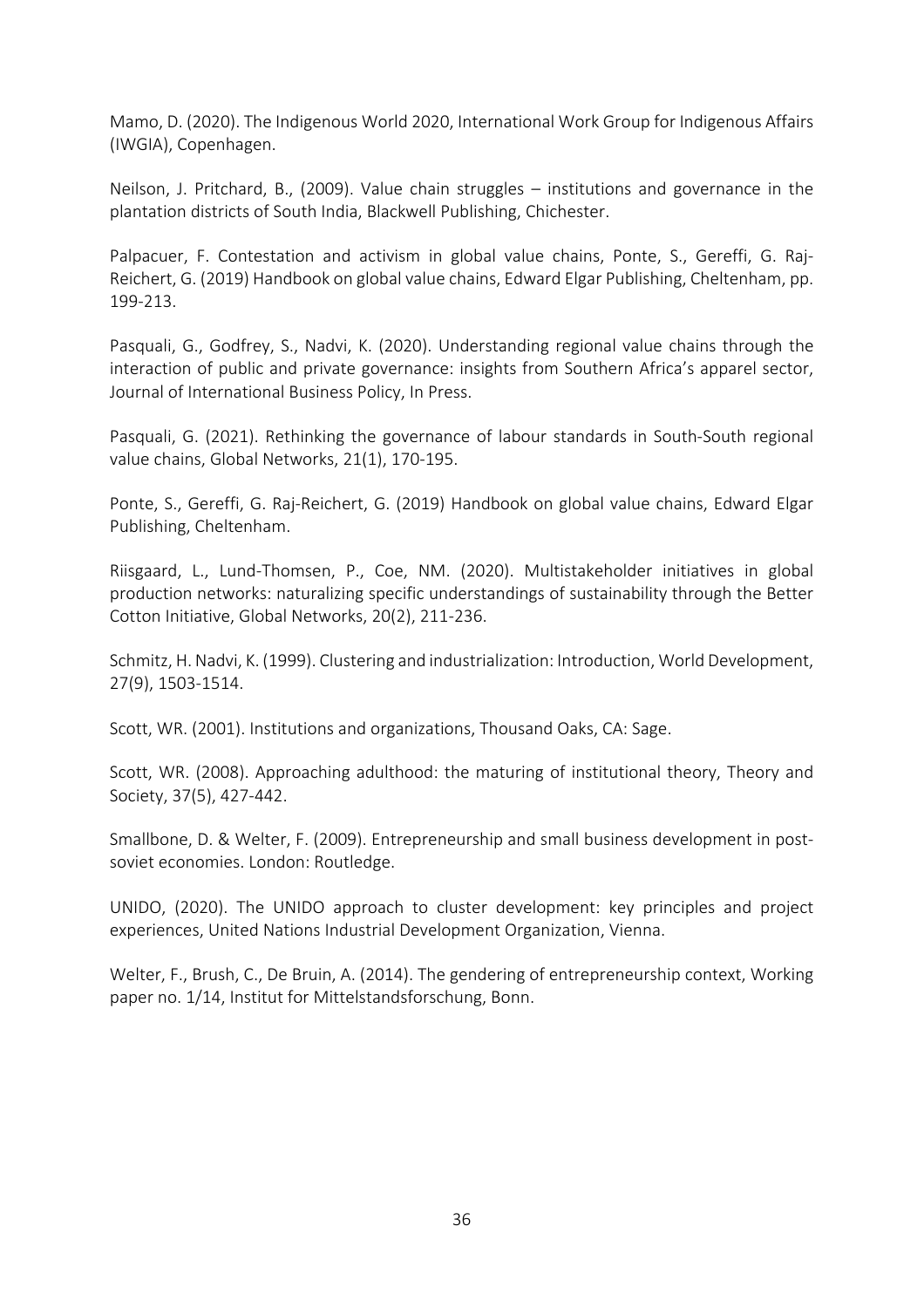Mamo, D. (2020). The Indigenous World 2020, International Work Group for Indigenous Affairs (IWGIA), Copenhagen.

Neilson, J. Pritchard, B., (2009). Value chain struggles – institutions and governance in the plantation districts of South India, Blackwell Publishing, Chichester.

Palpacuer, F. Contestation and activism in global value chains, Ponte, S., Gereffi, G. Raj-Reichert, G. (2019) Handbook on global value chains, Edward Elgar Publishing, Cheltenham, pp. 199-213.

Pasquali, G., Godfrey, S., Nadvi, K. (2020). Understanding regional value chains through the interaction of public and private governance: insights from Southern Africa's apparel sector, Journal of International Business Policy, In Press.

Pasquali, G. (2021). Rethinking the governance of labour standards in South-South regional value chains, Global Networks, 21(1), 170-195.

Ponte, S., Gereffi, G. Raj-Reichert, G. (2019) Handbook on global value chains, Edward Elgar Publishing, Cheltenham.

Riisgaard, L., Lund-Thomsen, P., Coe, NM. (2020). Multistakeholder initiatives in global production networks: naturalizing specific understandings of sustainability through the Better Cotton Initiative, Global Networks, 20(2), 211-236.

Schmitz, H. Nadvi, K. (1999). Clustering and industrialization: Introduction, World Development, 27(9), 1503-1514.

Scott, WR. (2001). Institutions and organizations, Thousand Oaks, CA: Sage.

Scott, WR. (2008). Approaching adulthood: the maturing of institutional theory, Theory and Society, 37(5), 427-442.

Smallbone, D. & Welter, F. (2009). Entrepreneurship and small business development in post-soviet economies. London: Routledge.

UNIDO, (2020). The UNIDO approach to cluster development: key principles and project experiences, United Nations Industrial Development Organization, Vienna.

Welter, F., Brush, C., De Bruin, A. (2014). The gendering of entrepreneurship context, Working paper no. 1/14, Institut for Mittelstandsforschung, Bonn.